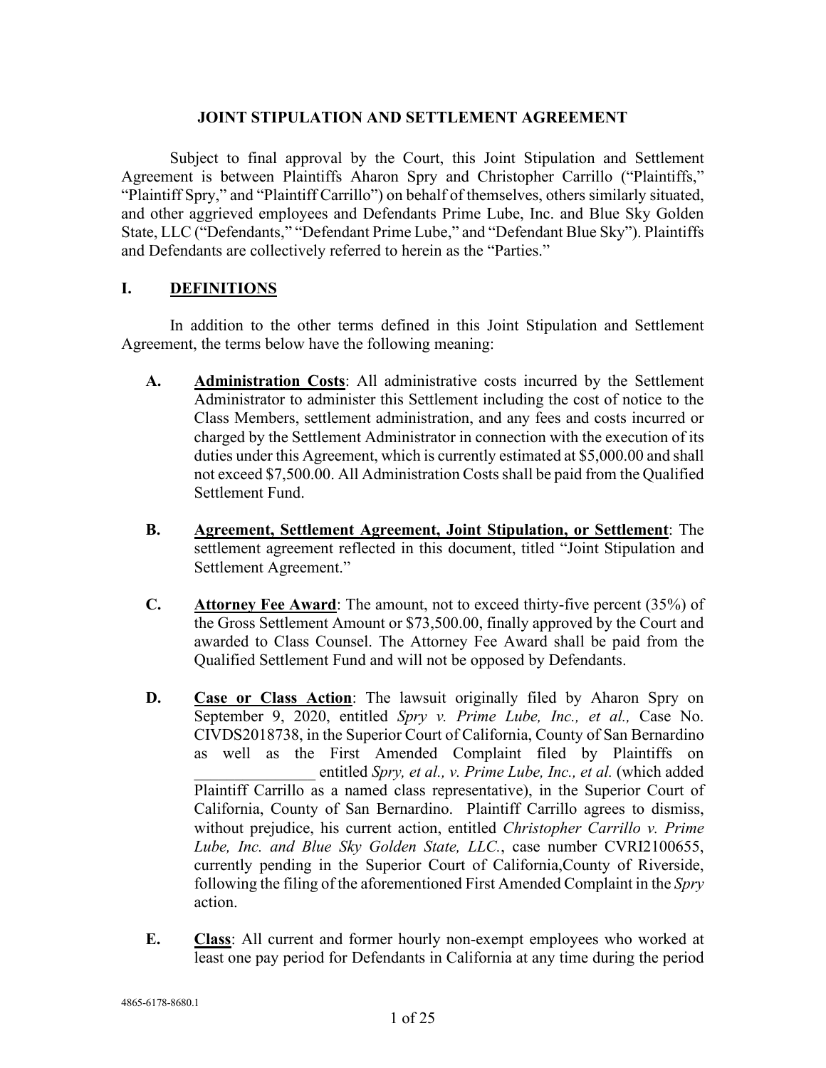# JOINT STIPULATION AND SETTLEMENT AGREEMENT

Subject to final approval by the Court, this Joint Stipulation and Settlement Agreement is between Plaintiffs Aharon Spry and Christopher Carrillo ("Plaintiffs," "Plaintiff Spry," and "Plaintiff Carrillo") on behalf of themselves, others similarly situated, and other aggrieved employees and Defendants Prime Lube, Inc. and Blue Sky Golden State, LLC ("Defendants," "Defendant Prime Lube," and "Defendant Blue Sky"). Plaintiffs and Defendants are collectively referred to herein as the "Parties."

## I. DEFINITIONS

In addition to the other terms defined in this Joint Stipulation and Settlement Agreement, the terms below have the following meaning:

**A. Administration Costs**: All administrative costs incurred by the Settlement Administrator to administer this Settlement including the cost of notice to the Class Members, settlement administration, and any fees and costs incurred or charged by the Settlement Administrator in connection with the execution of its duties under this Agreement, which is currently estimated at $5,000.00 and shall not exceed $7,500.00. All Administration Costs shall be paid from the Qualified Settlement Fund.

**B. Agreement, Settlement Agreement, Joint Stipulation, or Settlement**: The settlement agreement reflected in this document, titled "Joint Stipulation and Settlement Agreement."

**C. Attorney Fee Award**: The amount, not to exceed thirty-five percent (35%) of the Gross Settlement Amount or $73,500.00, finally approved by the Court and awarded to Class Counsel. The Attorney Fee Award shall be paid from the Qualified Settlement Fund and will not be opposed by Defendants.

**D. Case or Class Action**: The lawsuit originally filed by Aharon Spry on September 9, 2020, entitled *Spry v. Prime Lube, Inc., et al.,* Case No. CIVDS2018738, in the Superior Court of California, County of San Bernardino as well as the First Amended Complaint filed by Plaintiffs on _______________ entitled *Spry, et al., v. Prime Lube, Inc., et al.* (which added Plaintiff Carrillo as a named class representative), in the Superior Court of California, County of San Bernardino. Plaintiff Carrillo agrees to dismiss, without prejudice, his current action, entitled *Christopher Carrillo v. Prime Lube, Inc. and Blue Sky Golden State, LLC.*, case number CVRI2100655, currently pending in the Superior Court of California,County of Riverside, following the filing of the aforementioned First Amended Complaint in the *Spry* action.

**E. Class**: All current and former hourly non-exempt employees who worked at least one pay period for Defendants in California at any time during the period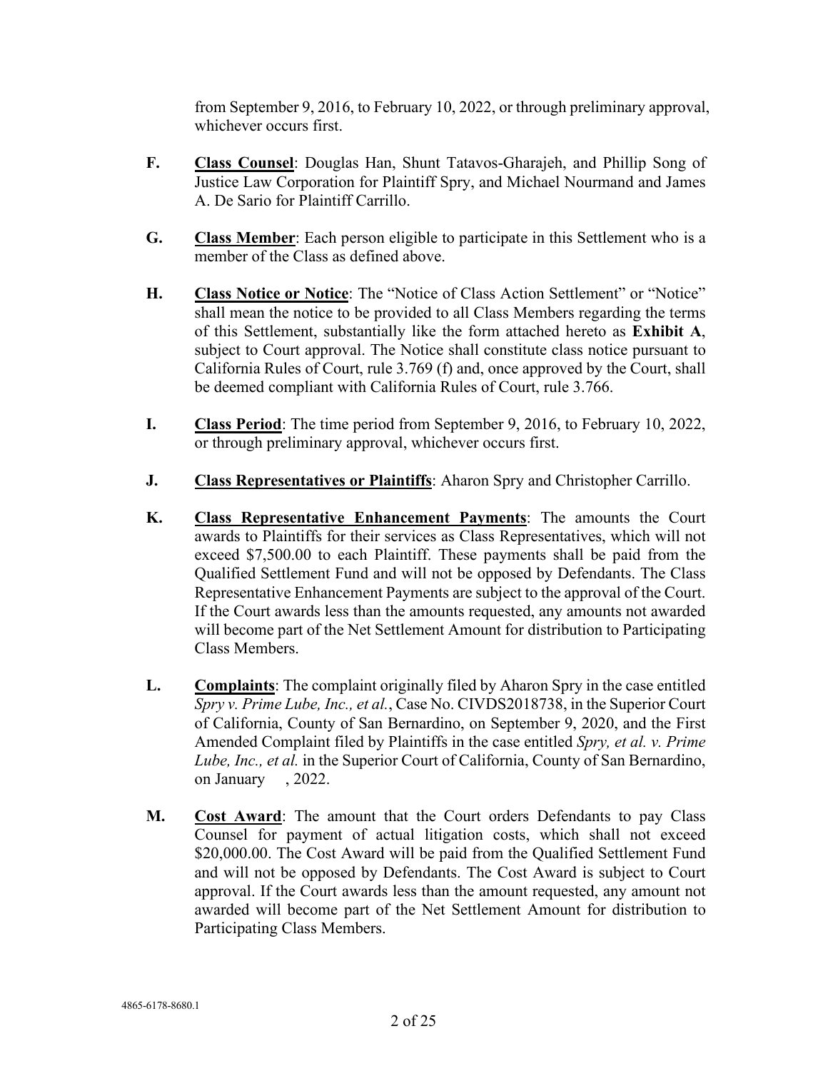from September 9, 2016, to February 10, 2022, or through preliminary approval, whichever occurs first.

**F.** **Class Counsel**: Douglas Han, Shunt Tatavos-Gharajeh, and Phillip Song of Justice Law Corporation for Plaintiff Spry, and Michael Nourmand and James A. De Sario for Plaintiff Carrillo.

**G.** **Class Member**: Each person eligible to participate in this Settlement who is a member of the Class as defined above.

**H.** **Class Notice or Notice**: The "Notice of Class Action Settlement" or "Notice" shall mean the notice to be provided to all Class Members regarding the terms of this Settlement, substantially like the form attached hereto as **Exhibit A**, subject to Court approval. The Notice shall constitute class notice pursuant to California Rules of Court, rule 3.769 (f) and, once approved by the Court, shall be deemed compliant with California Rules of Court, rule 3.766.

**I.** **Class Period**: The time period from September 9, 2016, to February 10, 2022, or through preliminary approval, whichever occurs first.

**J.** **Class Representatives or Plaintiffs**: Aharon Spry and Christopher Carrillo.

**K.** **Class Representative Enhancement Payments**: The amounts the Court awards to Plaintiffs for their services as Class Representatives, which will not exceed $7,500.00 to each Plaintiff. These payments shall be paid from the Qualified Settlement Fund and will not be opposed by Defendants. The Class Representative Enhancement Payments are subject to the approval of the Court. If the Court awards less than the amounts requested, any amounts not awarded will become part of the Net Settlement Amount for distribution to Participating Class Members.

**L.** **Complaints**: The complaint originally filed by Aharon Spry in the case entitled *Spry v. Prime Lube, Inc., et al.*, Case No. CIVDS2018738, in the Superior Court of California, County of San Bernardino, on September 9, 2020, and the First Amended Complaint filed by Plaintiffs in the case entitled *Spry, et al. v. Prime Lube, Inc., et al.* in the Superior Court of California, County of San Bernardino, on January , 2022.

**M.** **Cost Award**: The amount that the Court orders Defendants to pay Class Counsel for payment of actual litigation costs, which shall not exceed $20,000.00. The Cost Award will be paid from the Qualified Settlement Fund and will not be opposed by Defendants. The Cost Award is subject to Court approval. If the Court awards less than the amount requested, any amount not awarded will become part of the Net Settlement Amount for distribution to Participating Class Members.

4865-6178-8680.1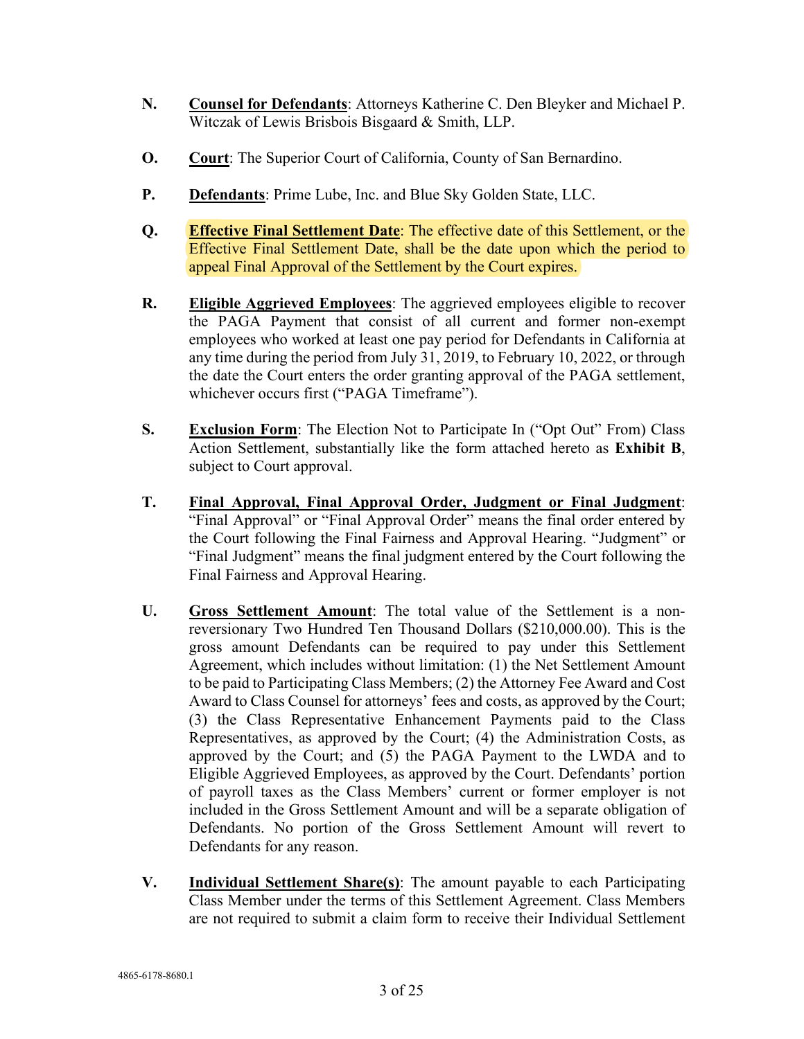**N.** **Counsel for Defendants**: Attorneys Katherine C. Den Bleyker and Michael P. Witczak of Lewis Brisbois Bisgaard & Smith, LLP.

**O.** **Court**: The Superior Court of California, County of San Bernardino.

**P.** **Defendants**: Prime Lube, Inc. and Blue Sky Golden State, LLC.

**Q.** **Effective Final Settlement Date**: The effective date of this Settlement, or the Effective Final Settlement Date, shall be the date upon which the period to appeal Final Approval of the Settlement by the Court expires.

**R.** **Eligible Aggrieved Employees**: The aggrieved employees eligible to recover the PAGA Payment that consist of all current and former non-exempt employees who worked at least one pay period for Defendants in California at any time during the period from July 31, 2019, to February 10, 2022, or through the date the Court enters the order granting approval of the PAGA settlement, whichever occurs first ("PAGA Timeframe").

**S.** **Exclusion Form**: The Election Not to Participate In ("Opt Out" From) Class Action Settlement, substantially like the form attached hereto as **Exhibit B**, subject to Court approval.

**T.** **Final Approval, Final Approval Order, Judgment or Final Judgment**: "Final Approval" or "Final Approval Order" means the final order entered by the Court following the Final Fairness and Approval Hearing. "Judgment" or "Final Judgment" means the final judgment entered by the Court following the Final Fairness and Approval Hearing.

**U.** **Gross Settlement Amount**: The total value of the Settlement is a non-reversionary Two Hundred Ten Thousand Dollars ($210,000.00). This is the gross amount Defendants can be required to pay under this Settlement Agreement, which includes without limitation: (1) the Net Settlement Amount to be paid to Participating Class Members; (2) the Attorney Fee Award and Cost Award to Class Counsel for attorneys' fees and costs, as approved by the Court; (3) the Class Representative Enhancement Payments paid to the Class Representatives, as approved by the Court; (4) the Administration Costs, as approved by the Court; and (5) the PAGA Payment to the LWDA and to Eligible Aggrieved Employees, as approved by the Court. Defendants' portion of payroll taxes as the Class Members' current or former employer is not included in the Gross Settlement Amount and will be a separate obligation of Defendants. No portion of the Gross Settlement Amount will revert to Defendants for any reason.

**V.** **Individual Settlement Share(s)**: The amount payable to each Participating Class Member under the terms of this Settlement Agreement. Class Members are not required to submit a claim form to receive their Individual Settlement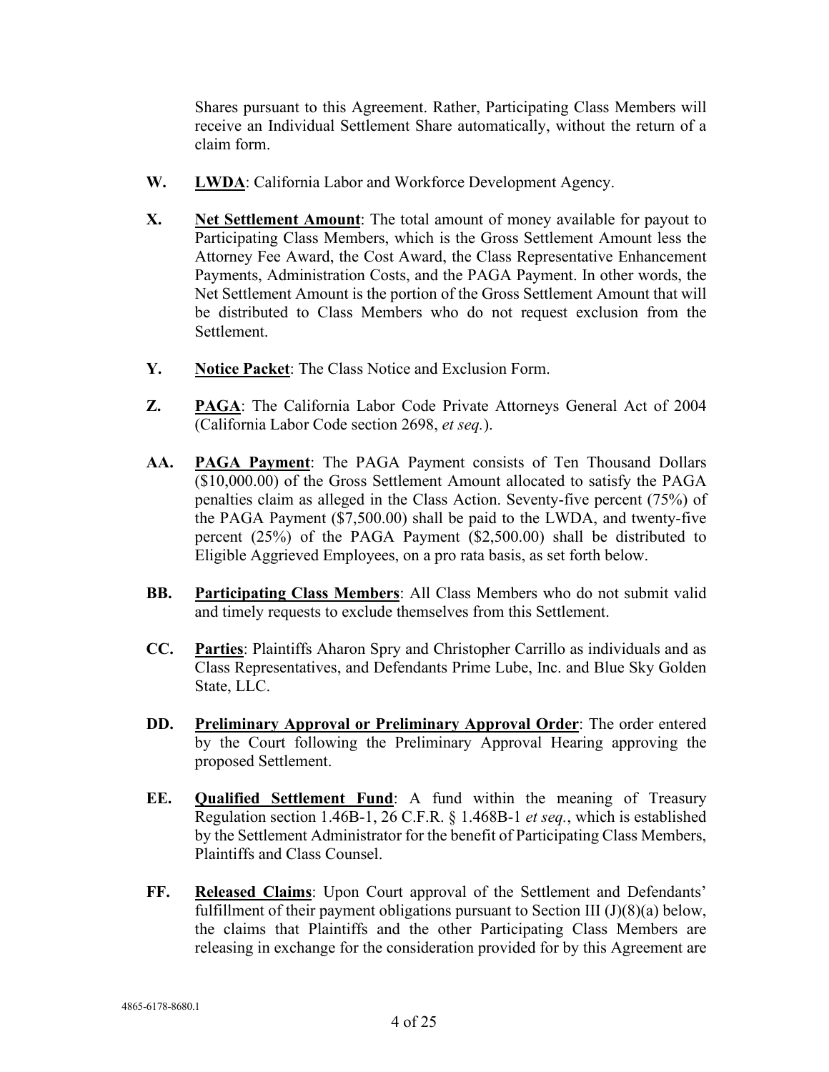Shares pursuant to this Agreement. Rather, Participating Class Members will receive an Individual Settlement Share automatically, without the return of a claim form.

**W.** **LWDA**: California Labor and Workforce Development Agency.

**X.** **Net Settlement Amount**: The total amount of money available for payout to Participating Class Members, which is the Gross Settlement Amount less the Attorney Fee Award, the Cost Award, the Class Representative Enhancement Payments, Administration Costs, and the PAGA Payment. In other words, the Net Settlement Amount is the portion of the Gross Settlement Amount that will be distributed to Class Members who do not request exclusion from the Settlement.

**Y.** **Notice Packet**: The Class Notice and Exclusion Form.

**Z.** **PAGA**: The California Labor Code Private Attorneys General Act of 2004 (California Labor Code section 2698, *et seq.*).

**AA.** **PAGA Payment**: The PAGA Payment consists of Ten Thousand Dollars ($10,000.00) of the Gross Settlement Amount allocated to satisfy the PAGA penalties claim as alleged in the Class Action. Seventy-five percent (75%) of the PAGA Payment ($7,500.00) shall be paid to the LWDA, and twenty-five percent (25%) of the PAGA Payment ($2,500.00) shall be distributed to Eligible Aggrieved Employees, on a pro rata basis, as set forth below.

**BB.** **Participating Class Members**: All Class Members who do not submit valid and timely requests to exclude themselves from this Settlement.

**CC.** **Parties**: Plaintiffs Aharon Spry and Christopher Carrillo as individuals and as Class Representatives, and Defendants Prime Lube, Inc. and Blue Sky Golden State, LLC.

**DD.** **Preliminary Approval or Preliminary Approval Order**: The order entered by the Court following the Preliminary Approval Hearing approving the proposed Settlement.

**EE.** **Qualified Settlement Fund**: A fund within the meaning of Treasury Regulation section 1.46B-1, 26 C.F.R. § 1.468B-1 *et seq.*, which is established by the Settlement Administrator for the benefit of Participating Class Members, Plaintiffs and Class Counsel.

**FF.** **Released Claims**: Upon Court approval of the Settlement and Defendants' fulfillment of their payment obligations pursuant to Section III (J)(8)(a) below, the claims that Plaintiffs and the other Participating Class Members are releasing in exchange for the consideration provided for by this Agreement are

4865-6178-8680.1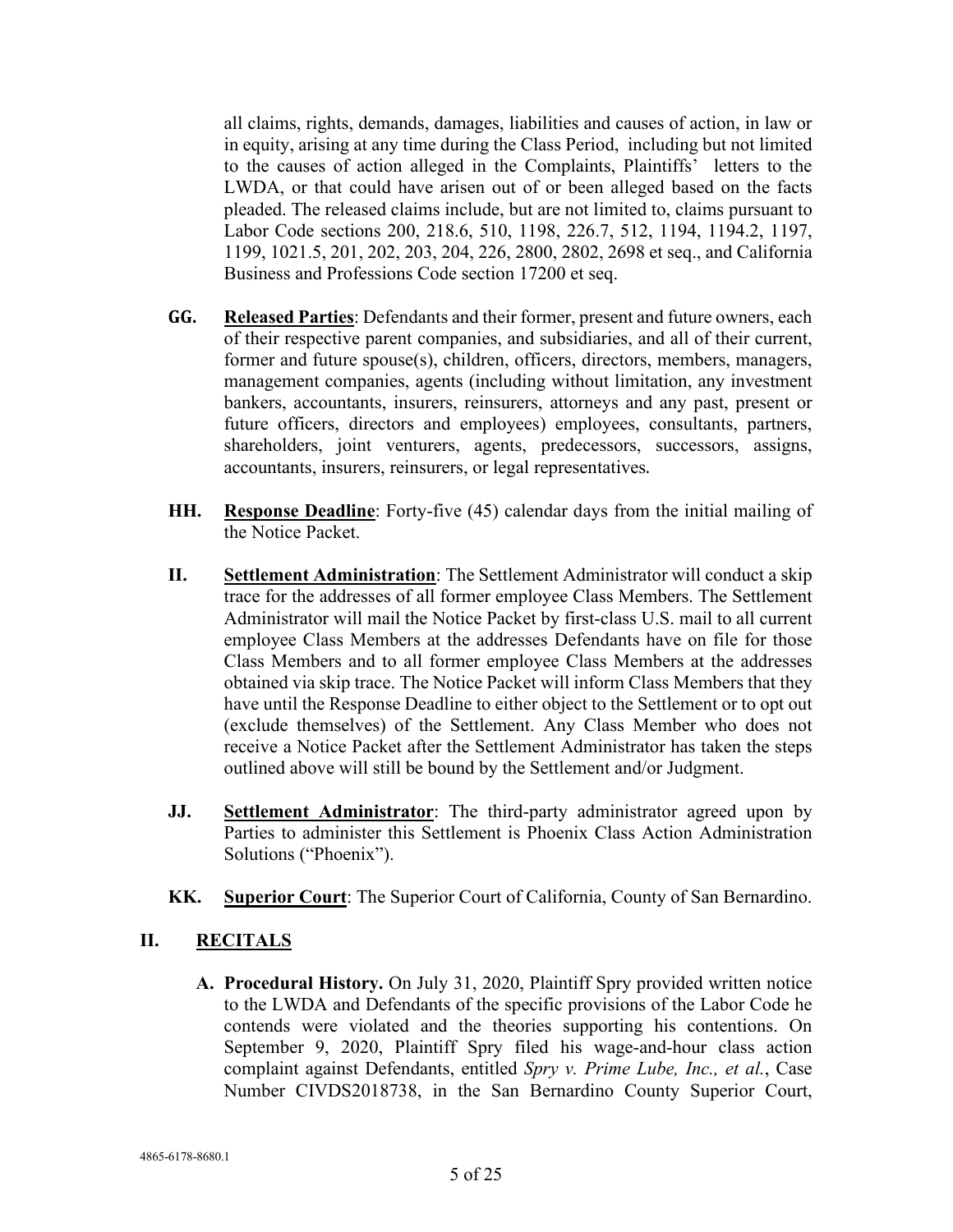all claims, rights, demands, damages, liabilities and causes of action, in law or in equity, arising at any time during the Class Period, including but not limited to the causes of action alleged in the Complaints, Plaintiffs' letters to the LWDA, or that could have arisen out of or been alleged based on the facts pleaded. The released claims include, but are not limited to, claims pursuant to Labor Code sections 200, 218.6, 510, 1198, 226.7, 512, 1194, 1194.2, 1197, 1199, 1021.5, 201, 202, 203, 204, 226, 2800, 2802, 2698 et seq., and California Business and Professions Code section 17200 et seq.

**GG.** **Released Parties**: Defendants and their former, present and future owners, each of their respective parent companies, and subsidiaries, and all of their current, former and future spouse(s), children, officers, directors, members, managers, management companies, agents (including without limitation, any investment bankers, accountants, insurers, reinsurers, attorneys and any past, present or future officers, directors and employees) employees, consultants, partners, shareholders, joint venturers, agents, predecessors, successors, assigns, accountants, insurers, reinsurers, or legal representatives.

**HH.** **Response Deadline**: Forty-five (45) calendar days from the initial mailing of the Notice Packet.

**II.** **Settlement Administration**: The Settlement Administrator will conduct a skip trace for the addresses of all former employee Class Members. The Settlement Administrator will mail the Notice Packet by first-class U.S. mail to all current employee Class Members at the addresses Defendants have on file for those Class Members and to all former employee Class Members at the addresses obtained via skip trace. The Notice Packet will inform Class Members that they have until the Response Deadline to either object to the Settlement or to opt out (exclude themselves) of the Settlement. Any Class Member who does not receive a Notice Packet after the Settlement Administrator has taken the steps outlined above will still be bound by the Settlement and/or Judgment.

**JJ.** **Settlement Administrator**: The third-party administrator agreed upon by Parties to administer this Settlement is Phoenix Class Action Administration Solutions ("Phoenix").

**KK.** **Superior Court**: The Superior Court of California, County of San Bernardino.

## II. RECITALS

**A. Procedural History.** On July 31, 2020, Plaintiff Spry provided written notice to the LWDA and Defendants of the specific provisions of the Labor Code he contends were violated and the theories supporting his contentions. On September 9, 2020, Plaintiff Spry filed his wage-and-hour class action complaint against Defendants, entitled *Spry v. Prime Lube, Inc., et al.*, Case Number CIVDS2018738, in the San Bernardino County Superior Court,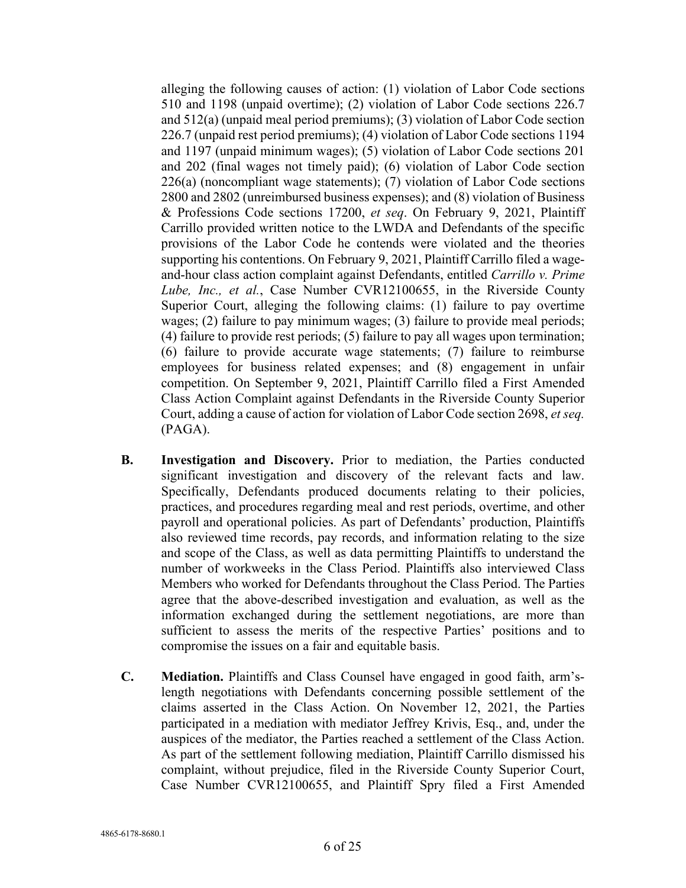alleging the following causes of action: (1) violation of Labor Code sections 510 and 1198 (unpaid overtime); (2) violation of Labor Code sections 226.7 and 512(a) (unpaid meal period premiums); (3) violation of Labor Code section 226.7 (unpaid rest period premiums); (4) violation of Labor Code sections 1194 and 1197 (unpaid minimum wages); (5) violation of Labor Code sections 201 and 202 (final wages not timely paid); (6) violation of Labor Code section 226(a) (noncompliant wage statements); (7) violation of Labor Code sections 2800 and 2802 (unreimbursed business expenses); and (8) violation of Business & Professions Code sections 17200, *et seq*. On February 9, 2021, Plaintiff Carrillo provided written notice to the LWDA and Defendants of the specific provisions of the Labor Code he contends were violated and the theories supporting his contentions. On February 9, 2021, Plaintiff Carrillo filed a wage-and-hour class action complaint against Defendants, entitled *Carrillo v. Prime Lube, Inc., et al.*, Case Number CVR12100655, in the Riverside County Superior Court, alleging the following claims: (1) failure to pay overtime wages; (2) failure to pay minimum wages; (3) failure to provide meal periods; (4) failure to provide rest periods; (5) failure to pay all wages upon termination; (6) failure to provide accurate wage statements; (7) failure to reimburse employees for business related expenses; and (8) engagement in unfair competition. On September 9, 2021, Plaintiff Carrillo filed a First Amended Class Action Complaint against Defendants in the Riverside County Superior Court, adding a cause of action for violation of Labor Code section 2698, *et seq.* (PAGA).

**B. Investigation and Discovery.** Prior to mediation, the Parties conducted significant investigation and discovery of the relevant facts and law. Specifically, Defendants produced documents relating to their policies, practices, and procedures regarding meal and rest periods, overtime, and other payroll and operational policies. As part of Defendants' production, Plaintiffs also reviewed time records, pay records, and information relating to the size and scope of the Class, as well as data permitting Plaintiffs to understand the number of workweeks in the Class Period. Plaintiffs also interviewed Class Members who worked for Defendants throughout the Class Period. The Parties agree that the above-described investigation and evaluation, as well as the information exchanged during the settlement negotiations, are more than sufficient to assess the merits of the respective Parties' positions and to compromise the issues on a fair and equitable basis.

**C. Mediation.** Plaintiffs and Class Counsel have engaged in good faith, arm's-length negotiations with Defendants concerning possible settlement of the claims asserted in the Class Action. On November 12, 2021, the Parties participated in a mediation with mediator Jeffrey Krivis, Esq., and, under the auspices of the mediator, the Parties reached a settlement of the Class Action. As part of the settlement following mediation, Plaintiff Carrillo dismissed his complaint, without prejudice, filed in the Riverside County Superior Court, Case Number CVR12100655, and Plaintiff Spry filed a First Amended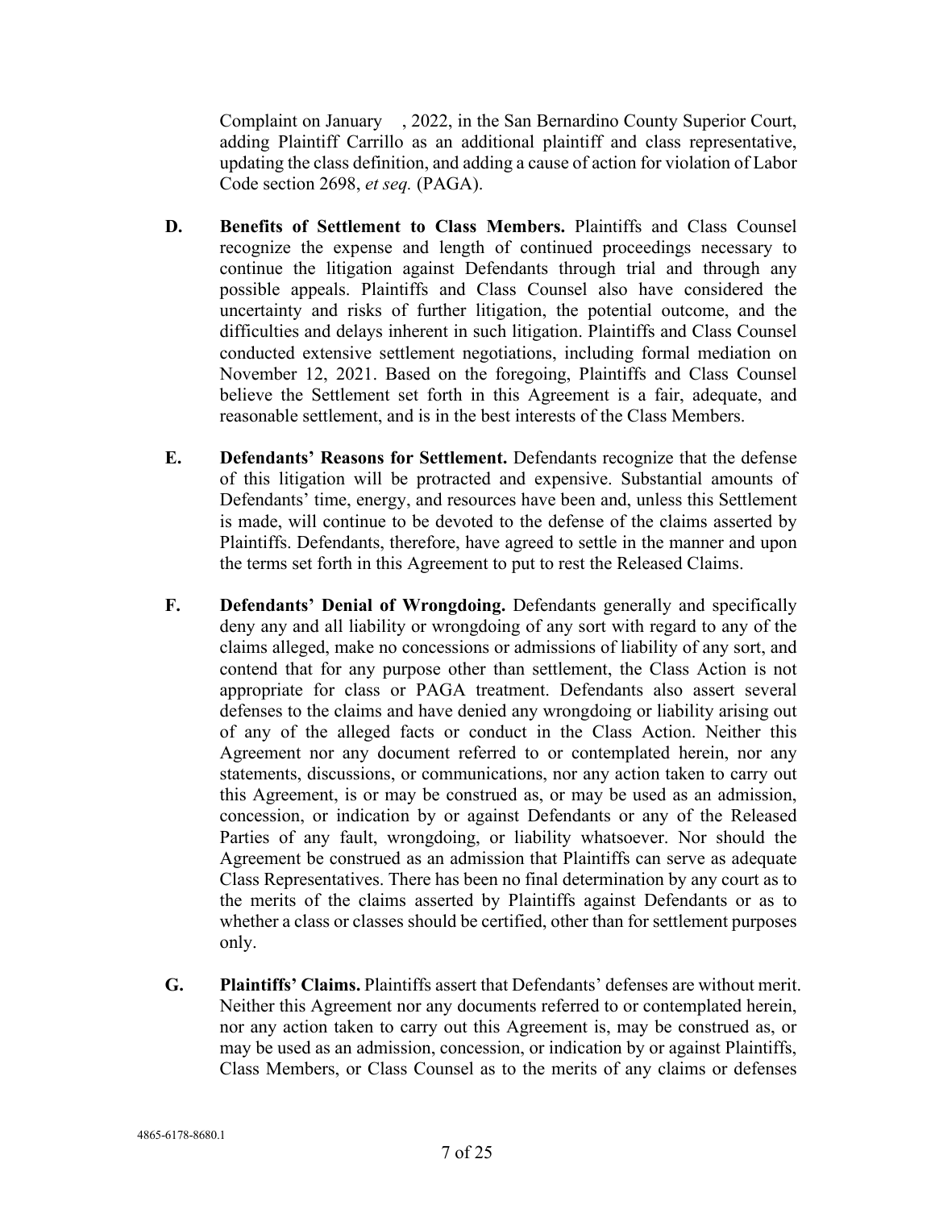Complaint on January , 2022, in the San Bernardino County Superior Court, adding Plaintiff Carrillo as an additional plaintiff and class representative, updating the class definition, and adding a cause of action for violation of Labor Code section 2698, *et seq.* (PAGA).

**D. Benefits of Settlement to Class Members.** Plaintiffs and Class Counsel recognize the expense and length of continued proceedings necessary to continue the litigation against Defendants through trial and through any possible appeals. Plaintiffs and Class Counsel also have considered the uncertainty and risks of further litigation, the potential outcome, and the difficulties and delays inherent in such litigation. Plaintiffs and Class Counsel conducted extensive settlement negotiations, including formal mediation on November 12, 2021. Based on the foregoing, Plaintiffs and Class Counsel believe the Settlement set forth in this Agreement is a fair, adequate, and reasonable settlement, and is in the best interests of the Class Members.

**E. Defendants' Reasons for Settlement.** Defendants recognize that the defense of this litigation will be protracted and expensive. Substantial amounts of Defendants' time, energy, and resources have been and, unless this Settlement is made, will continue to be devoted to the defense of the claims asserted by Plaintiffs. Defendants, therefore, have agreed to settle in the manner and upon the terms set forth in this Agreement to put to rest the Released Claims.

**F. Defendants' Denial of Wrongdoing.** Defendants generally and specifically deny any and all liability or wrongdoing of any sort with regard to any of the claims alleged, make no concessions or admissions of liability of any sort, and contend that for any purpose other than settlement, the Class Action is not appropriate for class or PAGA treatment. Defendants also assert several defenses to the claims and have denied any wrongdoing or liability arising out of any of the alleged facts or conduct in the Class Action. Neither this Agreement nor any document referred to or contemplated herein, nor any statements, discussions, or communications, nor any action taken to carry out this Agreement, is or may be construed as, or may be used as an admission, concession, or indication by or against Defendants or any of the Released Parties of any fault, wrongdoing, or liability whatsoever. Nor should the Agreement be construed as an admission that Plaintiffs can serve as adequate Class Representatives. There has been no final determination by any court as to the merits of the claims asserted by Plaintiffs against Defendants or as to whether a class or classes should be certified, other than for settlement purposes only.

**G. Plaintiffs' Claims.** Plaintiffs assert that Defendants' defenses are without merit. Neither this Agreement nor any documents referred to or contemplated herein, nor any action taken to carry out this Agreement is, may be construed as, or may be used as an admission, concession, or indication by or against Plaintiffs, Class Members, or Class Counsel as to the merits of any claims or defenses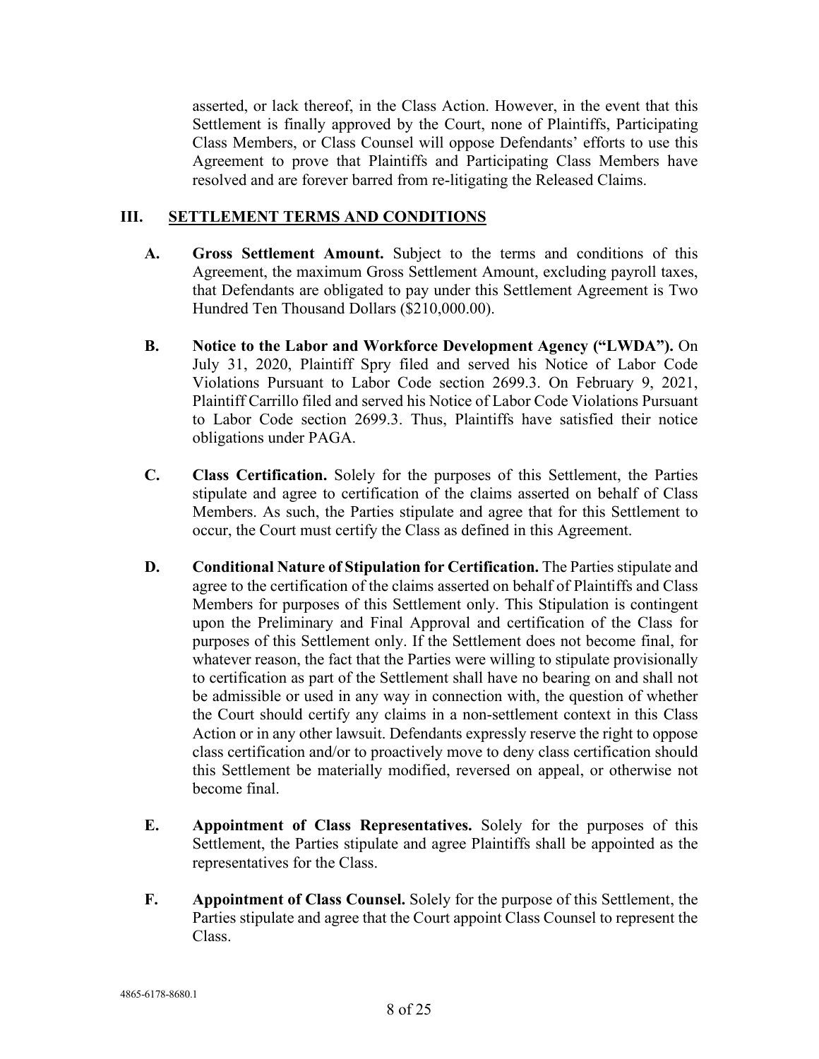asserted, or lack thereof, in the Class Action. However, in the event that this Settlement is finally approved by the Court, none of Plaintiffs, Participating Class Members, or Class Counsel will oppose Defendants' efforts to use this Agreement to prove that Plaintiffs and Participating Class Members have resolved and are forever barred from re-litigating the Released Claims.

## III. SETTLEMENT TERMS AND CONDITIONS

**A. Gross Settlement Amount.** Subject to the terms and conditions of this Agreement, the maximum Gross Settlement Amount, excluding payroll taxes, that Defendants are obligated to pay under this Settlement Agreement is Two Hundred Ten Thousand Dollars ($210,000.00).

**B. Notice to the Labor and Workforce Development Agency ("LWDA").** On July 31, 2020, Plaintiff Spry filed and served his Notice of Labor Code Violations Pursuant to Labor Code section 2699.3. On February 9, 2021, Plaintiff Carrillo filed and served his Notice of Labor Code Violations Pursuant to Labor Code section 2699.3. Thus, Plaintiffs have satisfied their notice obligations under PAGA.

**C. Class Certification.** Solely for the purposes of this Settlement, the Parties stipulate and agree to certification of the claims asserted on behalf of Class Members. As such, the Parties stipulate and agree that for this Settlement to occur, the Court must certify the Class as defined in this Agreement.

**D. Conditional Nature of Stipulation for Certification.** The Parties stipulate and agree to the certification of the claims asserted on behalf of Plaintiffs and Class Members for purposes of this Settlement only. This Stipulation is contingent upon the Preliminary and Final Approval and certification of the Class for purposes of this Settlement only. If the Settlement does not become final, for whatever reason, the fact that the Parties were willing to stipulate provisionally to certification as part of the Settlement shall have no bearing on and shall not be admissible or used in any way in connection with, the question of whether the Court should certify any claims in a non-settlement context in this Class Action or in any other lawsuit. Defendants expressly reserve the right to oppose class certification and/or to proactively move to deny class certification should this Settlement be materially modified, reversed on appeal, or otherwise not become final.

**E. Appointment of Class Representatives.** Solely for the purposes of this Settlement, the Parties stipulate and agree Plaintiffs shall be appointed as the representatives for the Class.

**F. Appointment of Class Counsel.** Solely for the purpose of this Settlement, the Parties stipulate and agree that the Court appoint Class Counsel to represent the Class.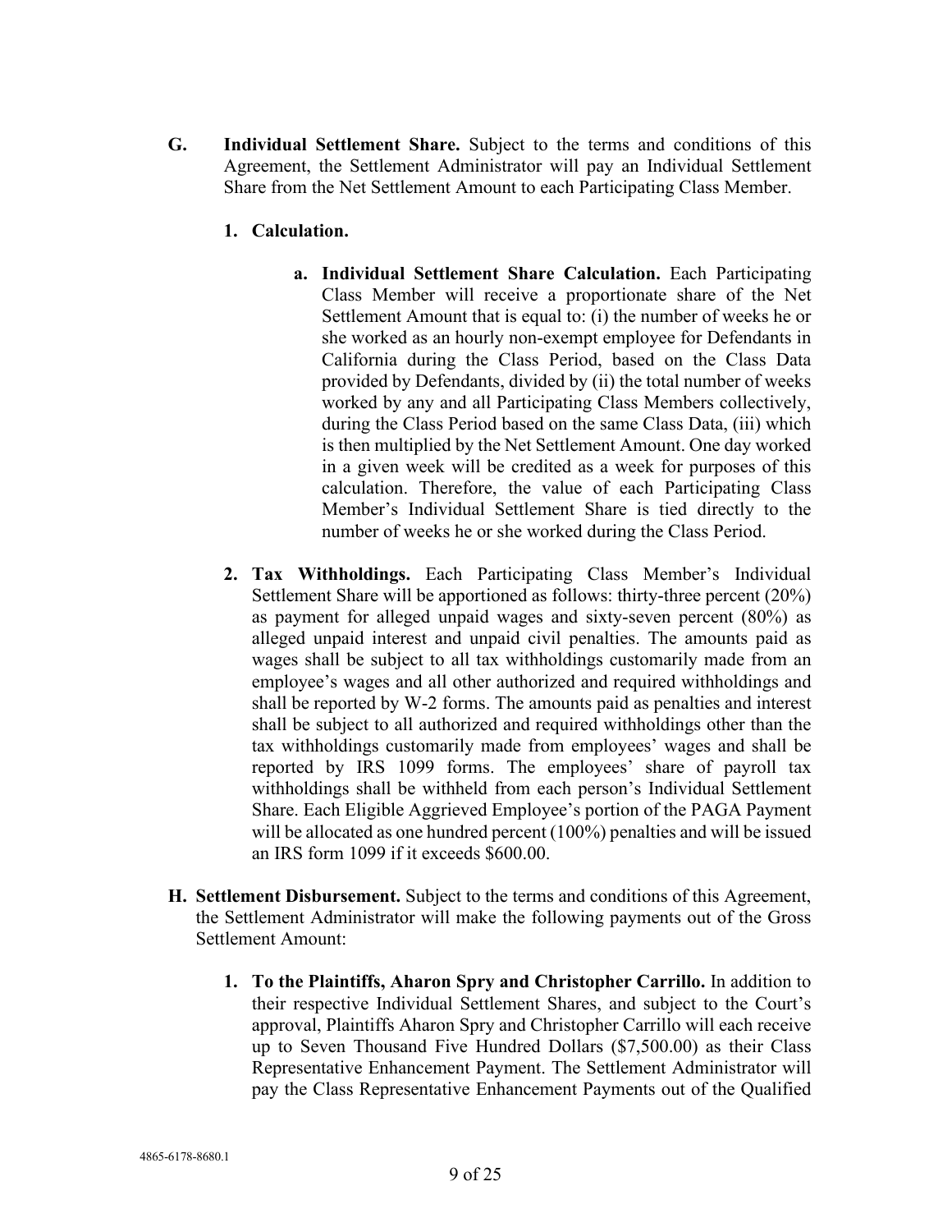**G. Individual Settlement Share.** Subject to the terms and conditions of this Agreement, the Settlement Administrator will pay an Individual Settlement Share from the Net Settlement Amount to each Participating Class Member.

**1. Calculation.**

**a. Individual Settlement Share Calculation.** Each Participating Class Member will receive a proportionate share of the Net Settlement Amount that is equal to: (i) the number of weeks he or she worked as an hourly non-exempt employee for Defendants in California during the Class Period, based on the Class Data provided by Defendants, divided by (ii) the total number of weeks worked by any and all Participating Class Members collectively, during the Class Period based on the same Class Data, (iii) which is then multiplied by the Net Settlement Amount. One day worked in a given week will be credited as a week for purposes of this calculation. Therefore, the value of each Participating Class Member's Individual Settlement Share is tied directly to the number of weeks he or she worked during the Class Period.

**2. Tax Withholdings.** Each Participating Class Member's Individual Settlement Share will be apportioned as follows: thirty-three percent (20%) as payment for alleged unpaid wages and sixty-seven percent (80%) as alleged unpaid interest and unpaid civil penalties. The amounts paid as wages shall be subject to all tax withholdings customarily made from an employee's wages and all other authorized and required withholdings and shall be reported by W-2 forms. The amounts paid as penalties and interest shall be subject to all authorized and required withholdings other than the tax withholdings customarily made from employees' wages and shall be reported by IRS 1099 forms. The employees' share of payroll tax withholdings shall be withheld from each person's Individual Settlement Share. Each Eligible Aggrieved Employee's portion of the PAGA Payment will be allocated as one hundred percent (100%) penalties and will be issued an IRS form 1099 if it exceeds $600.00.

**H. Settlement Disbursement.** Subject to the terms and conditions of this Agreement, the Settlement Administrator will make the following payments out of the Gross Settlement Amount:

**1. To the Plaintiffs, Aharon Spry and Christopher Carrillo.** In addition to their respective Individual Settlement Shares, and subject to the Court's approval, Plaintiffs Aharon Spry and Christopher Carrillo will each receive up to Seven Thousand Five Hundred Dollars ($7,500.00) as their Class Representative Enhancement Payment. The Settlement Administrator will pay the Class Representative Enhancement Payments out of the Qualified

4865-6178-8680.1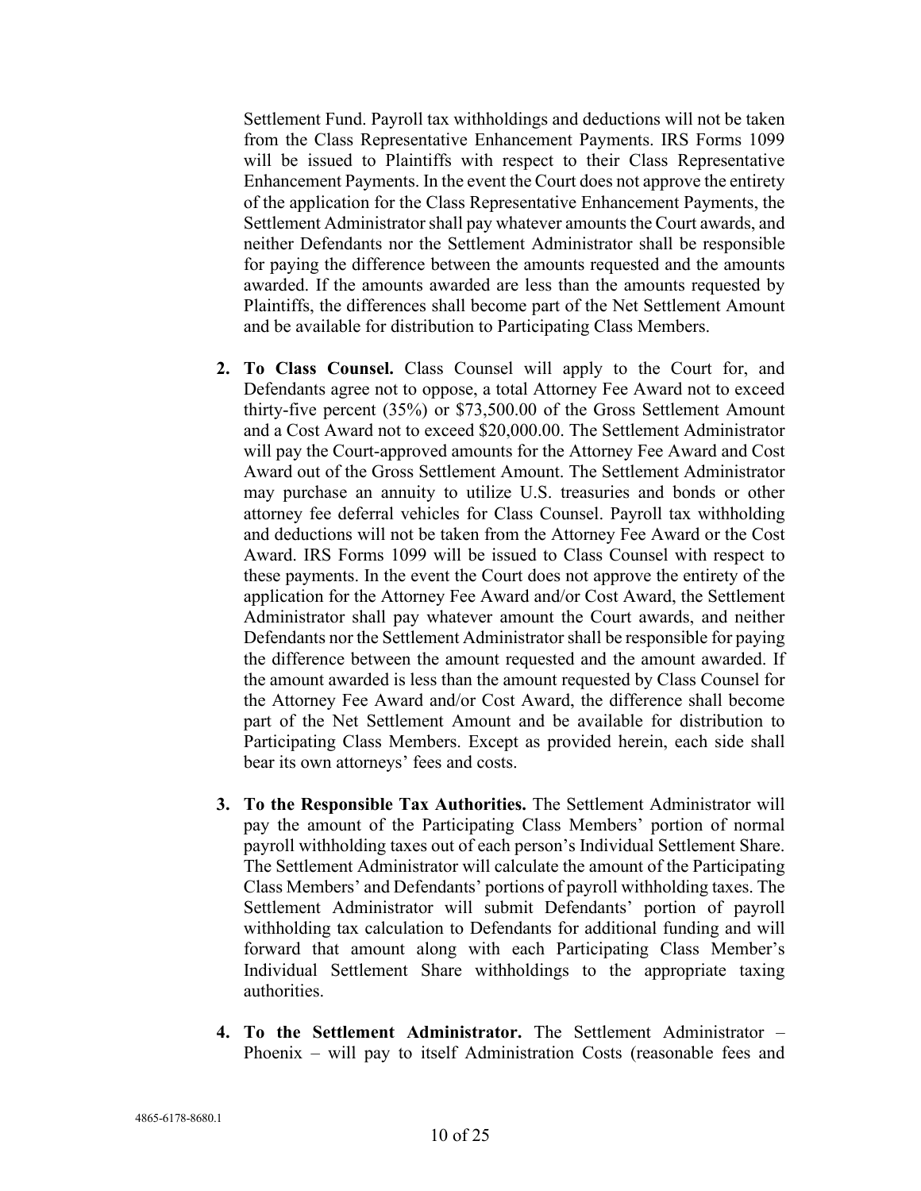Settlement Fund. Payroll tax withholdings and deductions will not be taken from the Class Representative Enhancement Payments. IRS Forms 1099 will be issued to Plaintiffs with respect to their Class Representative Enhancement Payments. In the event the Court does not approve the entirety of the application for the Class Representative Enhancement Payments, the Settlement Administrator shall pay whatever amounts the Court awards, and neither Defendants nor the Settlement Administrator shall be responsible for paying the difference between the amounts requested and the amounts awarded. If the amounts awarded are less than the amounts requested by Plaintiffs, the differences shall become part of the Net Settlement Amount and be available for distribution to Participating Class Members.

2. **To Class Counsel.** Class Counsel will apply to the Court for, and Defendants agree not to oppose, a total Attorney Fee Award not to exceed thirty-five percent (35%) or $73,500.00 of the Gross Settlement Amount and a Cost Award not to exceed $20,000.00. The Settlement Administrator will pay the Court-approved amounts for the Attorney Fee Award and Cost Award out of the Gross Settlement Amount. The Settlement Administrator may purchase an annuity to utilize U.S. treasuries and bonds or other attorney fee deferral vehicles for Class Counsel. Payroll tax withholding and deductions will not be taken from the Attorney Fee Award or the Cost Award. IRS Forms 1099 will be issued to Class Counsel with respect to these payments. In the event the Court does not approve the entirety of the application for the Attorney Fee Award and/or Cost Award, the Settlement Administrator shall pay whatever amount the Court awards, and neither Defendants nor the Settlement Administrator shall be responsible for paying the difference between the amount requested and the amount awarded. If the amount awarded is less than the amount requested by Class Counsel for the Attorney Fee Award and/or Cost Award, the difference shall become part of the Net Settlement Amount and be available for distribution to Participating Class Members. Except as provided herein, each side shall bear its own attorneys' fees and costs.

3. **To the Responsible Tax Authorities.** The Settlement Administrator will pay the amount of the Participating Class Members' portion of normal payroll withholding taxes out of each person's Individual Settlement Share. The Settlement Administrator will calculate the amount of the Participating Class Members' and Defendants' portions of payroll withholding taxes. The Settlement Administrator will submit Defendants' portion of payroll withholding tax calculation to Defendants for additional funding and will forward that amount along with each Participating Class Member's Individual Settlement Share withholdings to the appropriate taxing authorities.

4. **To the Settlement Administrator.** The Settlement Administrator – Phoenix – will pay to itself Administration Costs (reasonable fees and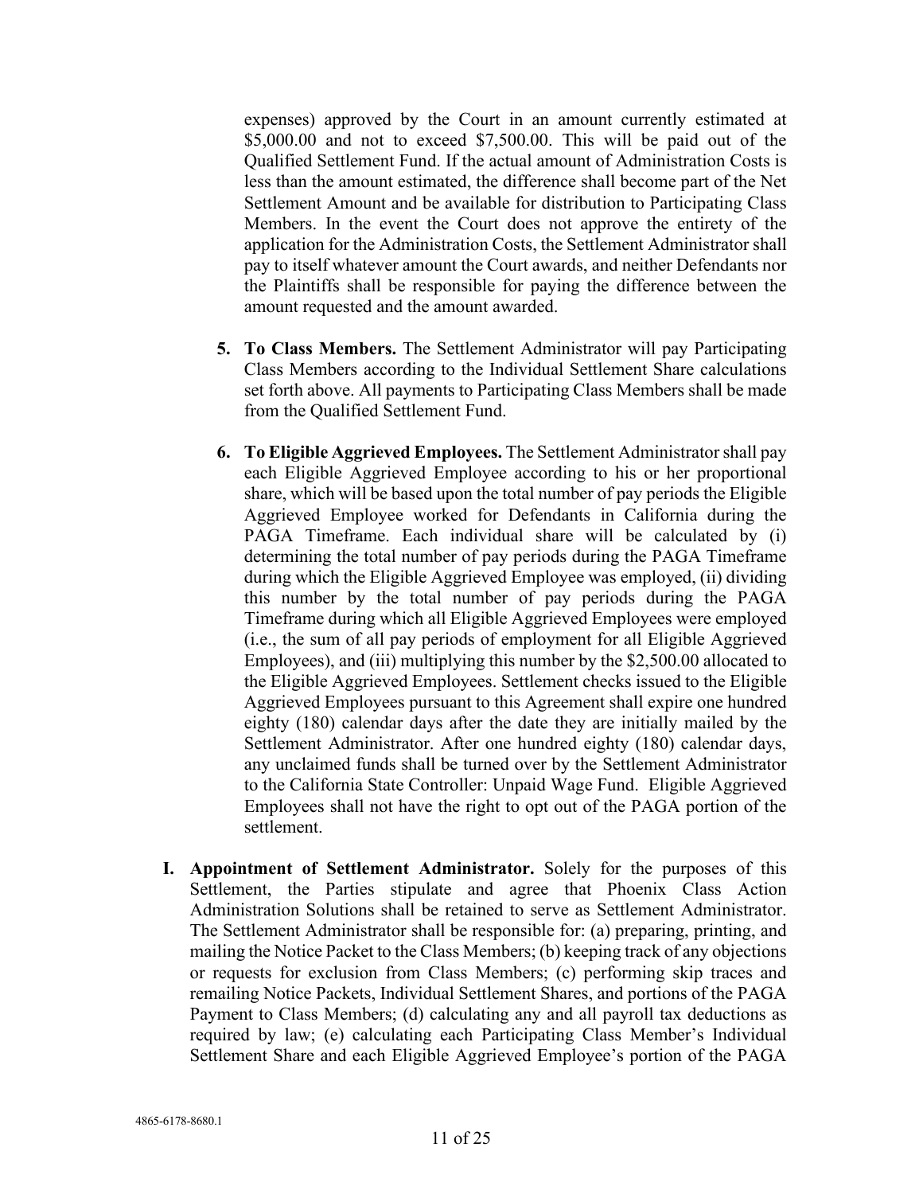expenses) approved by the Court in an amount currently estimated at $5,000.00 and not to exceed $7,500.00. This will be paid out of the Qualified Settlement Fund. If the actual amount of Administration Costs is less than the amount estimated, the difference shall become part of the Net Settlement Amount and be available for distribution to Participating Class Members. In the event the Court does not approve the entirety of the application for the Administration Costs, the Settlement Administrator shall pay to itself whatever amount the Court awards, and neither Defendants nor the Plaintiffs shall be responsible for paying the difference between the amount requested and the amount awarded.

5. **To Class Members.** The Settlement Administrator will pay Participating Class Members according to the Individual Settlement Share calculations set forth above. All payments to Participating Class Members shall be made from the Qualified Settlement Fund.

6. **To Eligible Aggrieved Employees.** The Settlement Administrator shall pay each Eligible Aggrieved Employee according to his or her proportional share, which will be based upon the total number of pay periods the Eligible Aggrieved Employee worked for Defendants in California during the PAGA Timeframe. Each individual share will be calculated by (i) determining the total number of pay periods during the PAGA Timeframe during which the Eligible Aggrieved Employee was employed, (ii) dividing this number by the total number of pay periods during the PAGA Timeframe during which all Eligible Aggrieved Employees were employed (i.e., the sum of all pay periods of employment for all Eligible Aggrieved Employees), and (iii) multiplying this number by the $2,500.00 allocated to the Eligible Aggrieved Employees. Settlement checks issued to the Eligible Aggrieved Employees pursuant to this Agreement shall expire one hundred eighty (180) calendar days after the date they are initially mailed by the Settlement Administrator. After one hundred eighty (180) calendar days, any unclaimed funds shall be turned over by the Settlement Administrator to the California State Controller: Unpaid Wage Fund. Eligible Aggrieved Employees shall not have the right to opt out of the PAGA portion of the settlement.

I. **Appointment of Settlement Administrator.** Solely for the purposes of this Settlement, the Parties stipulate and agree that Phoenix Class Action Administration Solutions shall be retained to serve as Settlement Administrator. The Settlement Administrator shall be responsible for: (a) preparing, printing, and mailing the Notice Packet to the Class Members; (b) keeping track of any objections or requests for exclusion from Class Members; (c) performing skip traces and remailing Notice Packets, Individual Settlement Shares, and portions of the PAGA Payment to Class Members; (d) calculating any and all payroll tax deductions as required by law; (e) calculating each Participating Class Member's Individual Settlement Share and each Eligible Aggrieved Employee's portion of the PAGA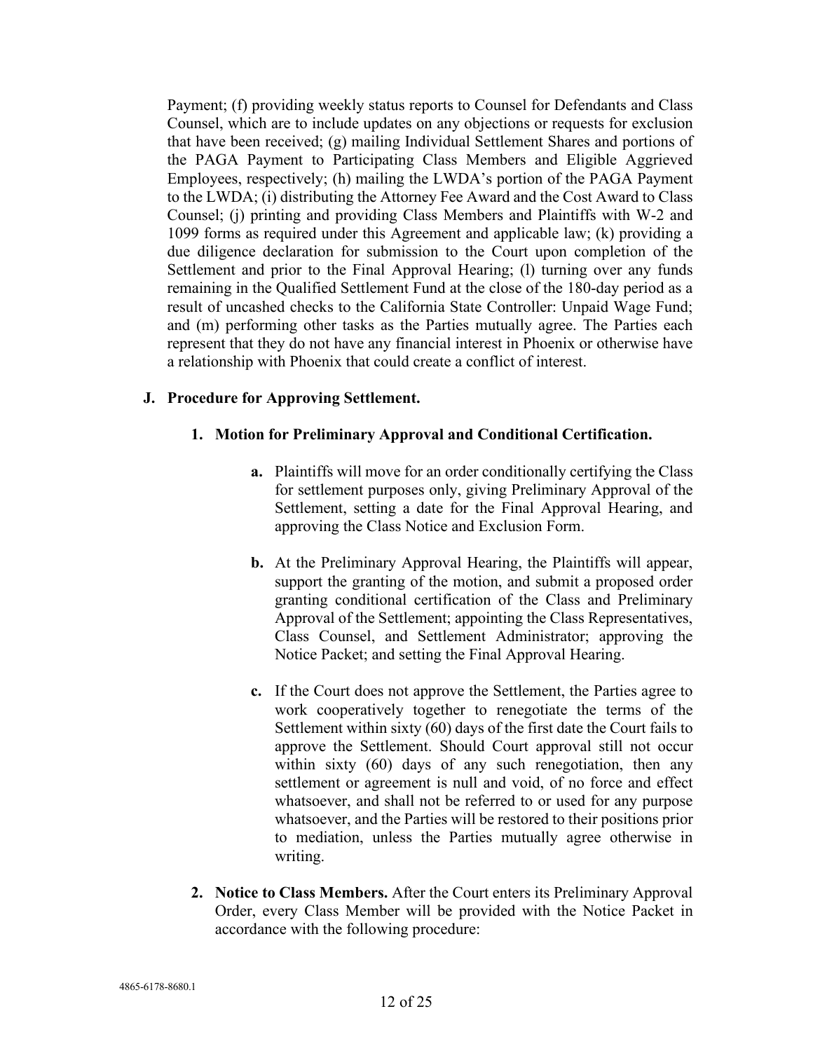Payment; (f) providing weekly status reports to Counsel for Defendants and Class Counsel, which are to include updates on any objections or requests for exclusion that have been received; (g) mailing Individual Settlement Shares and portions of the PAGA Payment to Participating Class Members and Eligible Aggrieved Employees, respectively; (h) mailing the LWDA's portion of the PAGA Payment to the LWDA; (i) distributing the Attorney Fee Award and the Cost Award to Class Counsel; (j) printing and providing Class Members and Plaintiffs with W-2 and 1099 forms as required under this Agreement and applicable law; (k) providing a due diligence declaration for submission to the Court upon completion of the Settlement and prior to the Final Approval Hearing; (l) turning over any funds remaining in the Qualified Settlement Fund at the close of the 180-day period as a result of uncashed checks to the California State Controller: Unpaid Wage Fund; and (m) performing other tasks as the Parties mutually agree. The Parties each represent that they do not have any financial interest in Phoenix or otherwise have a relationship with Phoenix that could create a conflict of interest.

**J. Procedure for Approving Settlement.**

**1. Motion for Preliminary Approval and Conditional Certification.**

**a.** Plaintiffs will move for an order conditionally certifying the Class for settlement purposes only, giving Preliminary Approval of the Settlement, setting a date for the Final Approval Hearing, and approving the Class Notice and Exclusion Form.

**b.** At the Preliminary Approval Hearing, the Plaintiffs will appear, support the granting of the motion, and submit a proposed order granting conditional certification of the Class and Preliminary Approval of the Settlement; appointing the Class Representatives, Class Counsel, and Settlement Administrator; approving the Notice Packet; and setting the Final Approval Hearing.

**c.** If the Court does not approve the Settlement, the Parties agree to work cooperatively together to renegotiate the terms of the Settlement within sixty (60) days of the first date the Court fails to approve the Settlement. Should Court approval still not occur within sixty (60) days of any such renegotiation, then any settlement or agreement is null and void, of no force and effect whatsoever, and shall not be referred to or used for any purpose whatsoever, and the Parties will be restored to their positions prior to mediation, unless the Parties mutually agree otherwise in writing.

**2. Notice to Class Members.** After the Court enters its Preliminary Approval Order, every Class Member will be provided with the Notice Packet in accordance with the following procedure: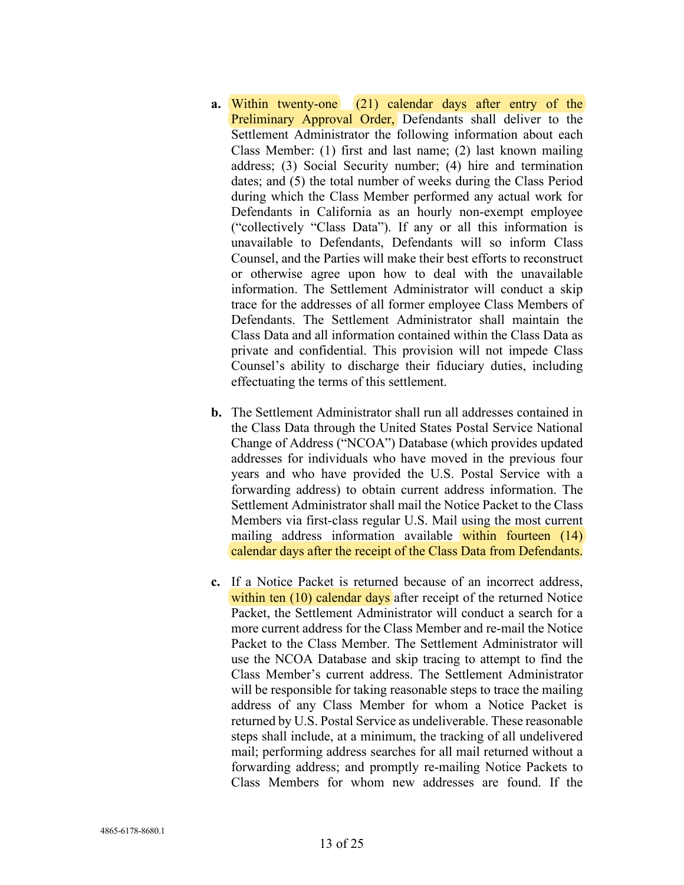a. Within twenty-one (21) calendar days after entry of the Preliminary Approval Order, Defendants shall deliver to the Settlement Administrator the following information about each Class Member: (1) first and last name; (2) last known mailing address; (3) Social Security number; (4) hire and termination dates; and (5) the total number of weeks during the Class Period during which the Class Member performed any actual work for Defendants in California as an hourly non-exempt employee ("collectively "Class Data"). If any or all this information is unavailable to Defendants, Defendants will so inform Class Counsel, and the Parties will make their best efforts to reconstruct or otherwise agree upon how to deal with the unavailable information. The Settlement Administrator will conduct a skip trace for the addresses of all former employee Class Members of Defendants. The Settlement Administrator shall maintain the Class Data and all information contained within the Class Data as private and confidential. This provision will not impede Class Counsel's ability to discharge their fiduciary duties, including effectuating the terms of this settlement.

b. The Settlement Administrator shall run all addresses contained in the Class Data through the United States Postal Service National Change of Address ("NCOA") Database (which provides updated addresses for individuals who have moved in the previous four years and who have provided the U.S. Postal Service with a forwarding address) to obtain current address information. The Settlement Administrator shall mail the Notice Packet to the Class Members via first-class regular U.S. Mail using the most current mailing address information available within fourteen (14) calendar days after the receipt of the Class Data from Defendants.

c. If a Notice Packet is returned because of an incorrect address, within ten (10) calendar days after receipt of the returned Notice Packet, the Settlement Administrator will conduct a search for a more current address for the Class Member and re-mail the Notice Packet to the Class Member. The Settlement Administrator will use the NCOA Database and skip tracing to attempt to find the Class Member's current address. The Settlement Administrator will be responsible for taking reasonable steps to trace the mailing address of any Class Member for whom a Notice Packet is returned by U.S. Postal Service as undeliverable. These reasonable steps shall include, at a minimum, the tracking of all undelivered mail; performing address searches for all mail returned without a forwarding address; and promptly re-mailing Notice Packets to Class Members for whom new addresses are found. If the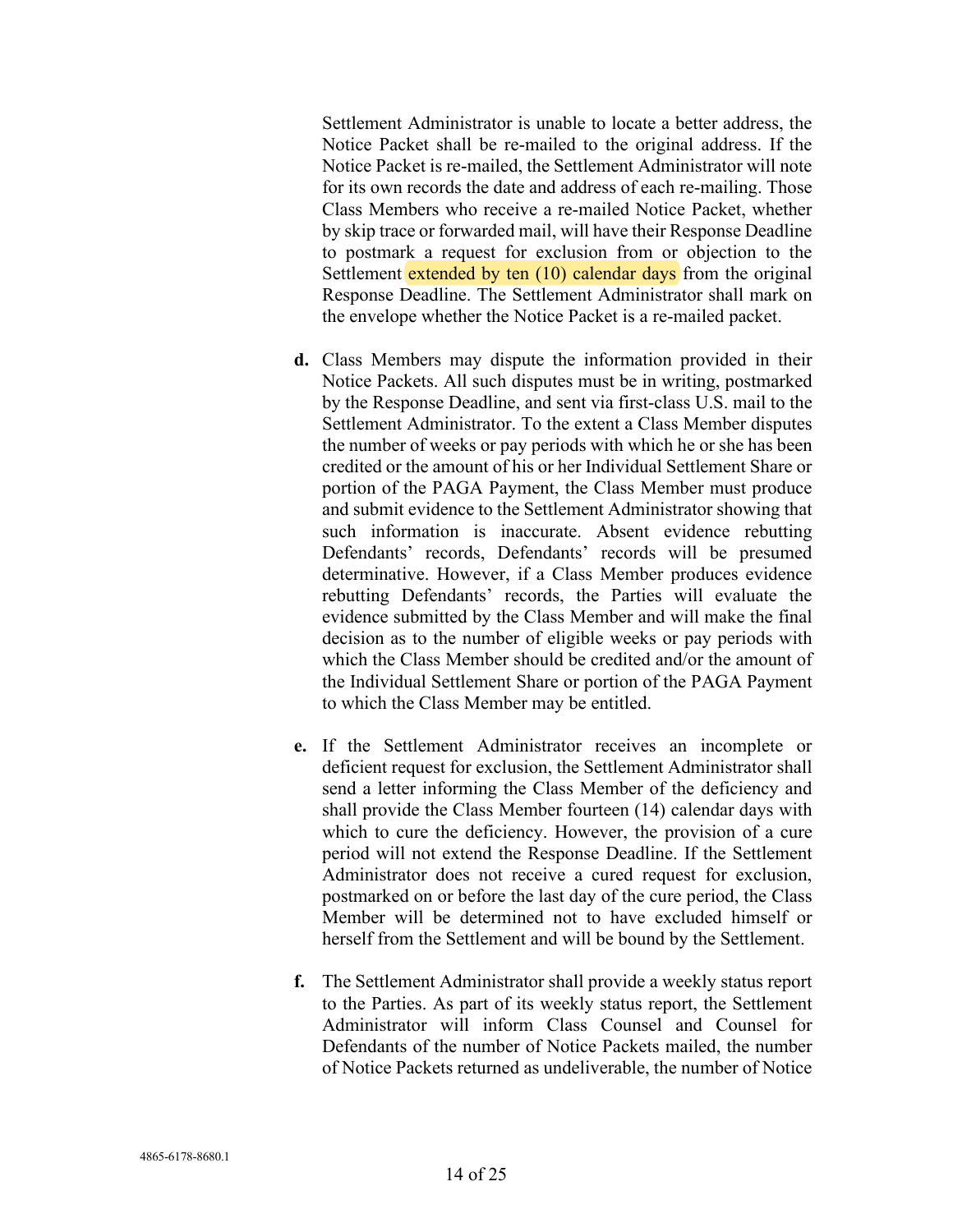Settlement Administrator is unable to locate a better address, the Notice Packet shall be re-mailed to the original address. If the Notice Packet is re-mailed, the Settlement Administrator will note for its own records the date and address of each re-mailing. Those Class Members who receive a re-mailed Notice Packet, whether by skip trace or forwarded mail, will have their Response Deadline to postmark a request for exclusion from or objection to the Settlement extended by ten (10) calendar days from the original Response Deadline. The Settlement Administrator shall mark on the envelope whether the Notice Packet is a re-mailed packet.

**d.** Class Members may dispute the information provided in their Notice Packets. All such disputes must be in writing, postmarked by the Response Deadline, and sent via first-class U.S. mail to the Settlement Administrator. To the extent a Class Member disputes the number of weeks or pay periods with which he or she has been credited or the amount of his or her Individual Settlement Share or portion of the PAGA Payment, the Class Member must produce and submit evidence to the Settlement Administrator showing that such information is inaccurate. Absent evidence rebutting Defendants' records, Defendants' records will be presumed determinative. However, if a Class Member produces evidence rebutting Defendants' records, the Parties will evaluate the evidence submitted by the Class Member and will make the final decision as to the number of eligible weeks or pay periods with which the Class Member should be credited and/or the amount of the Individual Settlement Share or portion of the PAGA Payment to which the Class Member may be entitled.

**e.** If the Settlement Administrator receives an incomplete or deficient request for exclusion, the Settlement Administrator shall send a letter informing the Class Member of the deficiency and shall provide the Class Member fourteen (14) calendar days with which to cure the deficiency. However, the provision of a cure period will not extend the Response Deadline. If the Settlement Administrator does not receive a cured request for exclusion, postmarked on or before the last day of the cure period, the Class Member will be determined not to have excluded himself or herself from the Settlement and will be bound by the Settlement.

**f.** The Settlement Administrator shall provide a weekly status report to the Parties. As part of its weekly status report, the Settlement Administrator will inform Class Counsel and Counsel for Defendants of the number of Notice Packets mailed, the number of Notice Packets returned as undeliverable, the number of Notice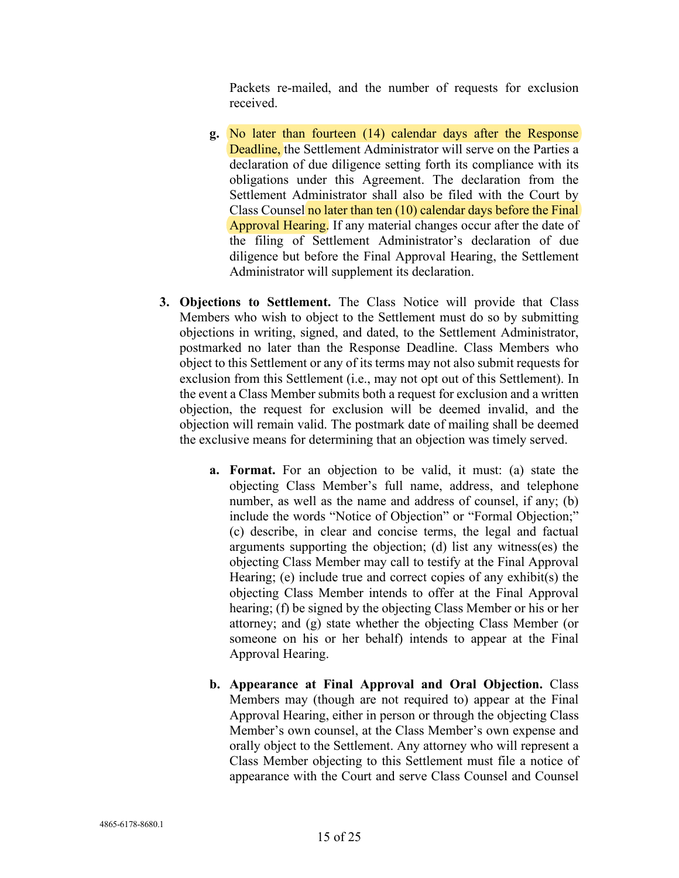Packets re-mailed, and the number of requests for exclusion received.

g. No later than fourteen (14) calendar days after the Response Deadline, the Settlement Administrator will serve on the Parties a declaration of due diligence setting forth its compliance with its obligations under this Agreement. The declaration from the Settlement Administrator shall also be filed with the Court by Class Counsel no later than ten (10) calendar days before the Final Approval Hearing. If any material changes occur after the date of the filing of Settlement Administrator's declaration of due diligence but before the Final Approval Hearing, the Settlement Administrator will supplement its declaration.

3. **Objections to Settlement.** The Class Notice will provide that Class Members who wish to object to the Settlement must do so by submitting objections in writing, signed, and dated, to the Settlement Administrator, postmarked no later than the Response Deadline. Class Members who object to this Settlement or any of its terms may not also submit requests for exclusion from this Settlement (i.e., may not opt out of this Settlement). In the event a Class Member submits both a request for exclusion and a written objection, the request for exclusion will be deemed invalid, and the objection will remain valid. The postmark date of mailing shall be deemed the exclusive means for determining that an objection was timely served.

   a. **Format.** For an objection to be valid, it must: (a) state the objecting Class Member's full name, address, and telephone number, as well as the name and address of counsel, if any; (b) include the words "Notice of Objection" or "Formal Objection;" (c) describe, in clear and concise terms, the legal and factual arguments supporting the objection; (d) list any witness(es) the objecting Class Member may call to testify at the Final Approval Hearing; (e) include true and correct copies of any exhibit(s) the objecting Class Member intends to offer at the Final Approval hearing; (f) be signed by the objecting Class Member or his or her attorney; and (g) state whether the objecting Class Member (or someone on his or her behalf) intends to appear at the Final Approval Hearing.

   b. **Appearance at Final Approval and Oral Objection.** Class Members may (though are not required to) appear at the Final Approval Hearing, either in person or through the objecting Class Member's own counsel, at the Class Member's own expense and orally object to the Settlement. Any attorney who will represent a Class Member objecting to this Settlement must file a notice of appearance with the Court and serve Class Counsel and Counsel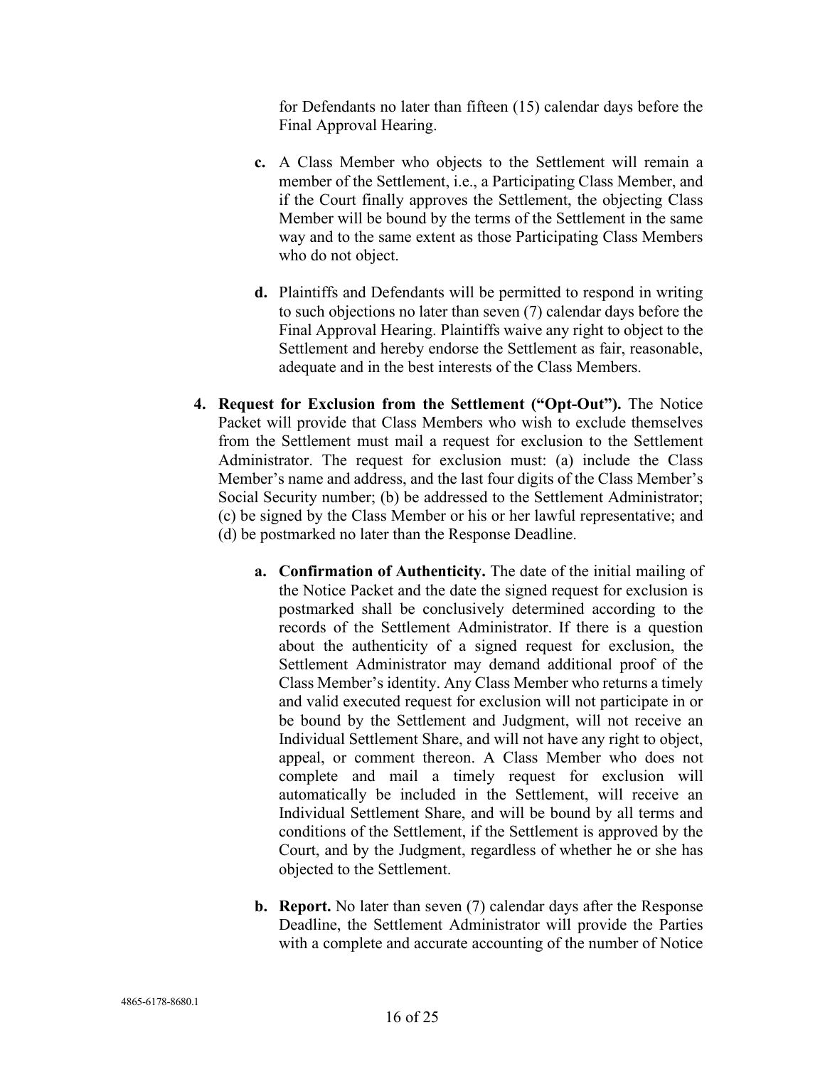for Defendants no later than fifteen (15) calendar days before the Final Approval Hearing.

**c.** A Class Member who objects to the Settlement will remain a member of the Settlement, i.e., a Participating Class Member, and if the Court finally approves the Settlement, the objecting Class Member will be bound by the terms of the Settlement in the same way and to the same extent as those Participating Class Members who do not object.

**d.** Plaintiffs and Defendants will be permitted to respond in writing to such objections no later than seven (7) calendar days before the Final Approval Hearing. Plaintiffs waive any right to object to the Settlement and hereby endorse the Settlement as fair, reasonable, adequate and in the best interests of the Class Members.

**4. Request for Exclusion from the Settlement ("Opt-Out").** The Notice Packet will provide that Class Members who wish to exclude themselves from the Settlement must mail a request for exclusion to the Settlement Administrator. The request for exclusion must: (a) include the Class Member's name and address, and the last four digits of the Class Member's Social Security number; (b) be addressed to the Settlement Administrator; (c) be signed by the Class Member or his or her lawful representative; and (d) be postmarked no later than the Response Deadline.

**a. Confirmation of Authenticity.** The date of the initial mailing of the Notice Packet and the date the signed request for exclusion is postmarked shall be conclusively determined according to the records of the Settlement Administrator. If there is a question about the authenticity of a signed request for exclusion, the Settlement Administrator may demand additional proof of the Class Member's identity. Any Class Member who returns a timely and valid executed request for exclusion will not participate in or be bound by the Settlement and Judgment, will not receive an Individual Settlement Share, and will not have any right to object, appeal, or comment thereon. A Class Member who does not complete and mail a timely request for exclusion will automatically be included in the Settlement, will receive an Individual Settlement Share, and will be bound by all terms and conditions of the Settlement, if the Settlement is approved by the Court, and by the Judgment, regardless of whether he or she has objected to the Settlement.

**b. Report.** No later than seven (7) calendar days after the Response Deadline, the Settlement Administrator will provide the Parties with a complete and accurate accounting of the number of Notice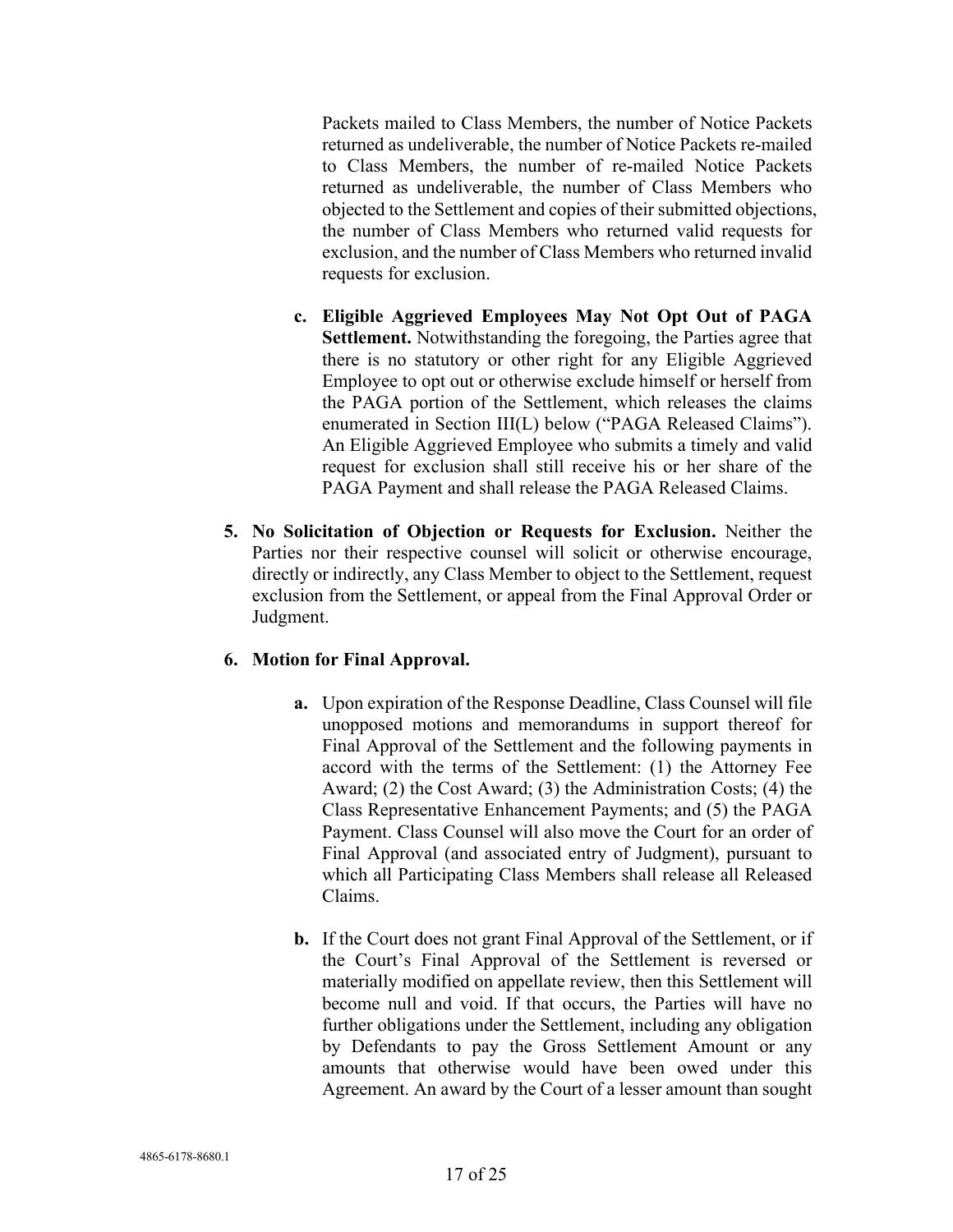Packets mailed to Class Members, the number of Notice Packets returned as undeliverable, the number of Notice Packets re-mailed to Class Members, the number of re-mailed Notice Packets returned as undeliverable, the number of Class Members who objected to the Settlement and copies of their submitted objections, the number of Class Members who returned valid requests for exclusion, and the number of Class Members who returned invalid requests for exclusion.

c. **Eligible Aggrieved Employees May Not Opt Out of PAGA Settlement.** Notwithstanding the foregoing, the Parties agree that there is no statutory or other right for any Eligible Aggrieved Employee to opt out or otherwise exclude himself or herself from the PAGA portion of the Settlement, which releases the claims enumerated in Section III(L) below ("PAGA Released Claims"). An Eligible Aggrieved Employee who submits a timely and valid request for exclusion shall still receive his or her share of the PAGA Payment and shall release the PAGA Released Claims.

5. **No Solicitation of Objection or Requests for Exclusion.** Neither the Parties nor their respective counsel will solicit or otherwise encourage, directly or indirectly, any Class Member to object to the Settlement, request exclusion from the Settlement, or appeal from the Final Approval Order or Judgment.

6. **Motion for Final Approval.**

   a. Upon expiration of the Response Deadline, Class Counsel will file unopposed motions and memorandums in support thereof for Final Approval of the Settlement and the following payments in accord with the terms of the Settlement: (1) the Attorney Fee Award; (2) the Cost Award; (3) the Administration Costs; (4) the Class Representative Enhancement Payments; and (5) the PAGA Payment. Class Counsel will also move the Court for an order of Final Approval (and associated entry of Judgment), pursuant to which all Participating Class Members shall release all Released Claims.

   b. If the Court does not grant Final Approval of the Settlement, or if the Court's Final Approval of the Settlement is reversed or materially modified on appellate review, then this Settlement will become null and void. If that occurs, the Parties will have no further obligations under the Settlement, including any obligation by Defendants to pay the Gross Settlement Amount or any amounts that otherwise would have been owed under this Agreement. An award by the Court of a lesser amount than sought

4865-6178-8680.1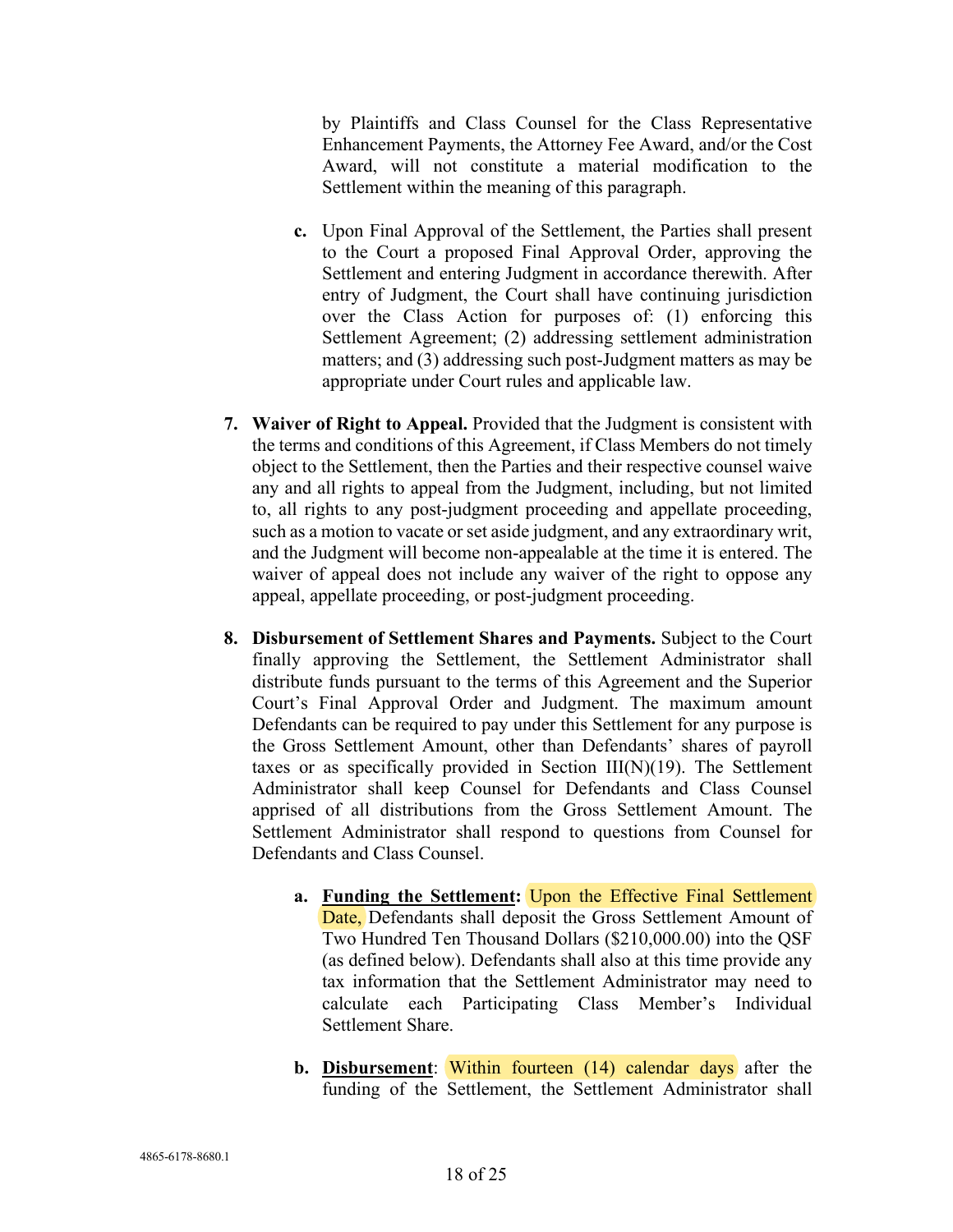by Plaintiffs and Class Counsel for the Class Representative Enhancement Payments, the Attorney Fee Award, and/or the Cost Award, will not constitute a material modification to the Settlement within the meaning of this paragraph.

**c.** Upon Final Approval of the Settlement, the Parties shall present to the Court a proposed Final Approval Order, approving the Settlement and entering Judgment in accordance therewith. After entry of Judgment, the Court shall have continuing jurisdiction over the Class Action for purposes of: (1) enforcing this Settlement Agreement; (2) addressing settlement administration matters; and (3) addressing such post-Judgment matters as may be appropriate under Court rules and applicable law.

**7. Waiver of Right to Appeal.** Provided that the Judgment is consistent with the terms and conditions of this Agreement, if Class Members do not timely object to the Settlement, then the Parties and their respective counsel waive any and all rights to appeal from the Judgment, including, but not limited to, all rights to any post-judgment proceeding and appellate proceeding, such as a motion to vacate or set aside judgment, and any extraordinary writ, and the Judgment will become non-appealable at the time it is entered. The waiver of appeal does not include any waiver of the right to oppose any appeal, appellate proceeding, or post-judgment proceeding.

**8. Disbursement of Settlement Shares and Payments.** Subject to the Court finally approving the Settlement, the Settlement Administrator shall distribute funds pursuant to the terms of this Agreement and the Superior Court's Final Approval Order and Judgment. The maximum amount Defendants can be required to pay under this Settlement for any purpose is the Gross Settlement Amount, other than Defendants' shares of payroll taxes or as specifically provided in Section III(N)(19). The Settlement Administrator shall keep Counsel for Defendants and Class Counsel apprised of all distributions from the Gross Settlement Amount. The Settlement Administrator shall respond to questions from Counsel for Defendants and Class Counsel.

**a. <u>Funding the Settlement</u>:** Upon the Effective Final Settlement Date, Defendants shall deposit the Gross Settlement Amount of Two Hundred Ten Thousand Dollars ($210,000.00) into the QSF (as defined below). Defendants shall also at this time provide any tax information that the Settlement Administrator may need to calculate each Participating Class Member's Individual Settlement Share.

**b. <u>Disbursement</u>:** Within fourteen (14) calendar days after the funding of the Settlement, the Settlement Administrator shall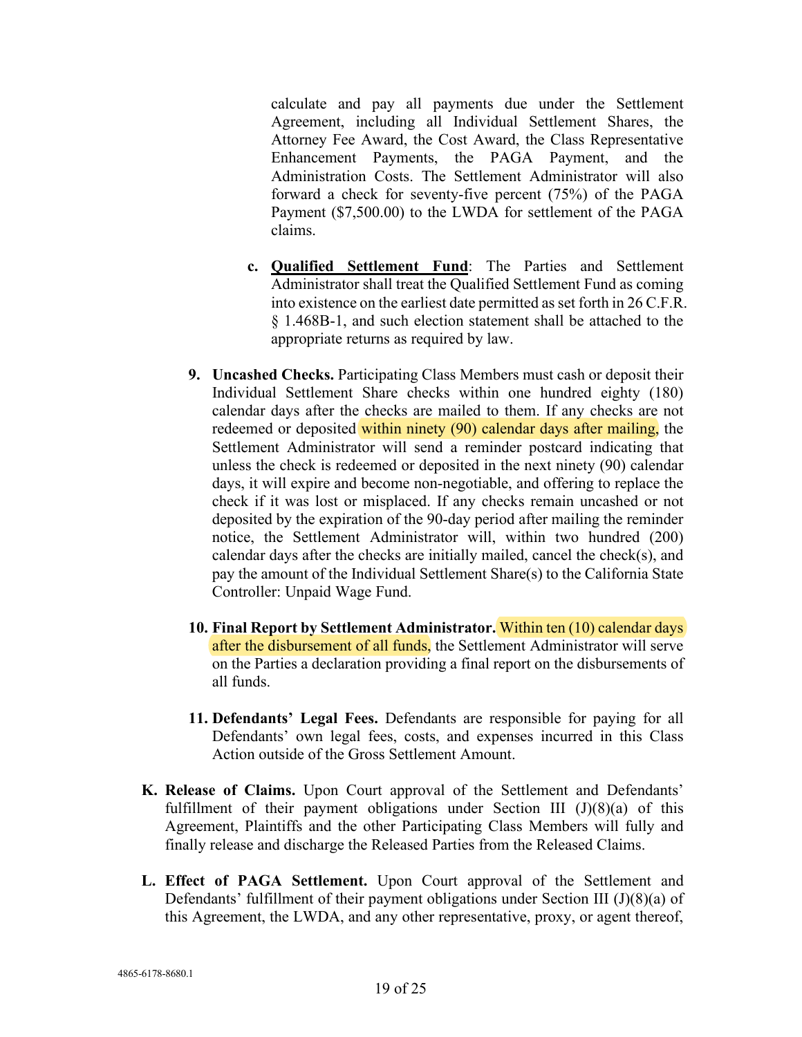calculate and pay all payments due under the Settlement Agreement, including all Individual Settlement Shares, the Attorney Fee Award, the Cost Award, the Class Representative Enhancement Payments, the PAGA Payment, and the Administration Costs. The Settlement Administrator will also forward a check for seventy-five percent (75%) of the PAGA Payment ($7,500.00) to the LWDA for settlement of the PAGA claims.

c. **<u>Qualified Settlement Fund</u>**: The Parties and Settlement Administrator shall treat the Qualified Settlement Fund as coming into existence on the earliest date permitted as set forth in 26 C.F.R. § 1.468B-1, and such election statement shall be attached to the appropriate returns as required by law.

9. **Uncashed Checks.** Participating Class Members must cash or deposit their Individual Settlement Share checks within one hundred eighty (180) calendar days after the checks are mailed to them. If any checks are not redeemed or deposited within ninety (90) calendar days after mailing, the Settlement Administrator will send a reminder postcard indicating that unless the check is redeemed or deposited in the next ninety (90) calendar days, it will expire and become non-negotiable, and offering to replace the check if it was lost or misplaced. If any checks remain uncashed or not deposited by the expiration of the 90-day period after mailing the reminder notice, the Settlement Administrator will, within two hundred (200) calendar days after the checks are initially mailed, cancel the check(s), and pay the amount of the Individual Settlement Share(s) to the California State Controller: Unpaid Wage Fund.

10. **Final Report by Settlement Administrator.** Within ten (10) calendar days after the disbursement of all funds, the Settlement Administrator will serve on the Parties a declaration providing a final report on the disbursements of all funds.

11. **Defendants' Legal Fees.** Defendants are responsible for paying for all Defendants' own legal fees, costs, and expenses incurred in this Class Action outside of the Gross Settlement Amount.

K. **Release of Claims.** Upon Court approval of the Settlement and Defendants' fulfillment of their payment obligations under Section III (J)(8)(a) of this Agreement, Plaintiffs and the other Participating Class Members will fully and finally release and discharge the Released Parties from the Released Claims.

L. **Effect of PAGA Settlement.** Upon Court approval of the Settlement and Defendants' fulfillment of their payment obligations under Section III (J)(8)(a) of this Agreement, the LWDA, and any other representative, proxy, or agent thereof,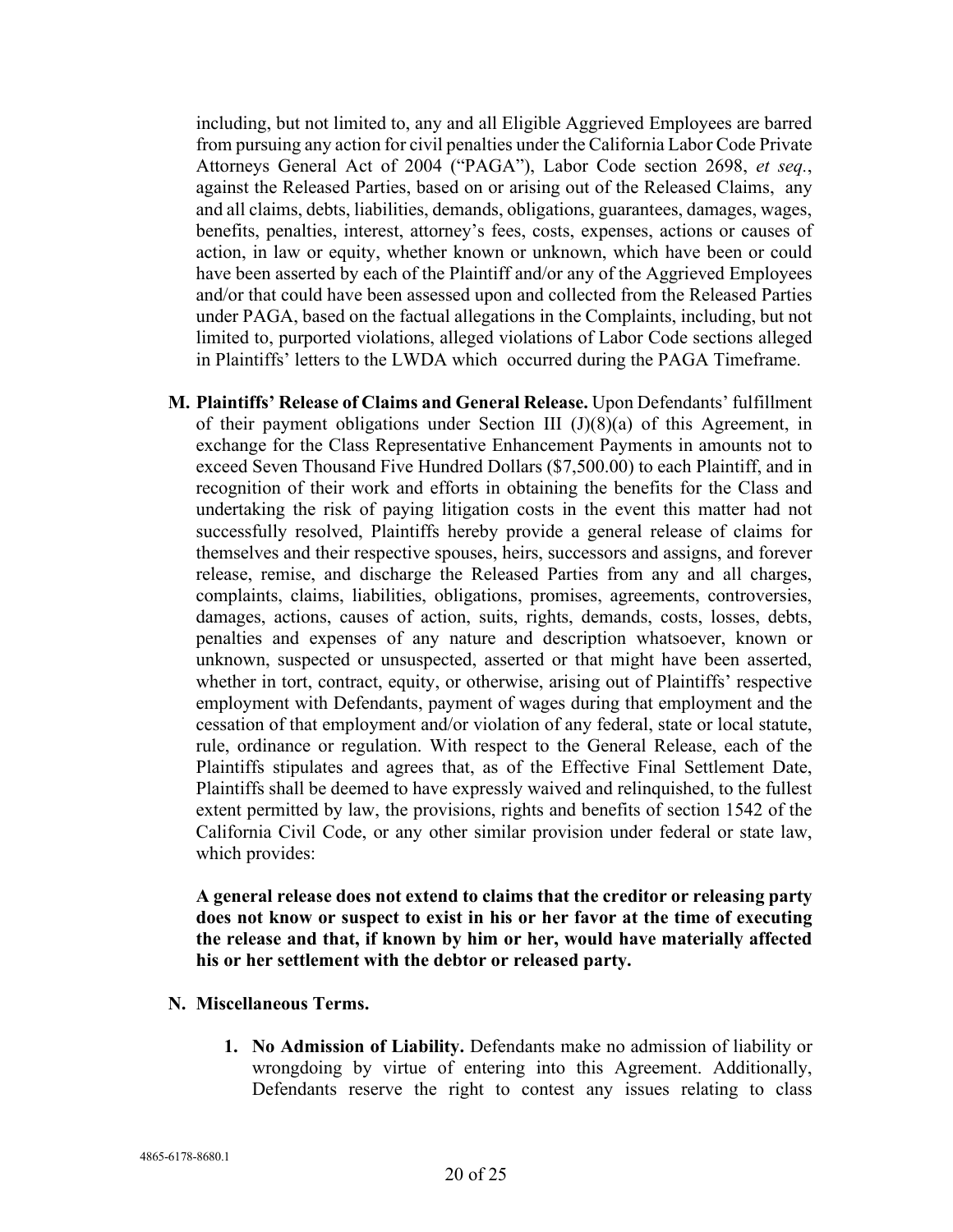including, but not limited to, any and all Eligible Aggrieved Employees are barred from pursuing any action for civil penalties under the California Labor Code Private Attorneys General Act of 2004 ("PAGA"), Labor Code section 2698, *et seq.*, against the Released Parties, based on or arising out of the Released Claims, any and all claims, debts, liabilities, demands, obligations, guarantees, damages, wages, benefits, penalties, interest, attorney's fees, costs, expenses, actions or causes of action, in law or equity, whether known or unknown, which have been or could have been asserted by each of the Plaintiff and/or any of the Aggrieved Employees and/or that could have been assessed upon and collected from the Released Parties under PAGA, based on the factual allegations in the Complaints, including, but not limited to, purported violations, alleged violations of Labor Code sections alleged in Plaintiffs' letters to the LWDA which occurred during the PAGA Timeframe.

**M. Plaintiffs' Release of Claims and General Release.** Upon Defendants' fulfillment of their payment obligations under Section III (J)(8)(a) of this Agreement, in exchange for the Class Representative Enhancement Payments in amounts not to exceed Seven Thousand Five Hundred Dollars ($7,500.00) to each Plaintiff, and in recognition of their work and efforts in obtaining the benefits for the Class and undertaking the risk of paying litigation costs in the event this matter had not successfully resolved, Plaintiffs hereby provide a general release of claims for themselves and their respective spouses, heirs, successors and assigns, and forever release, remise, and discharge the Released Parties from any and all charges, complaints, claims, liabilities, obligations, promises, agreements, controversies, damages, actions, causes of action, suits, rights, demands, costs, losses, debts, penalties and expenses of any nature and description whatsoever, known or unknown, suspected or unsuspected, asserted or that might have been asserted, whether in tort, contract, equity, or otherwise, arising out of Plaintiffs' respective employment with Defendants, payment of wages during that employment and the cessation of that employment and/or violation of any federal, state or local statute, rule, ordinance or regulation. With respect to the General Release, each of the Plaintiffs stipulates and agrees that, as of the Effective Final Settlement Date, Plaintiffs shall be deemed to have expressly waived and relinquished, to the fullest extent permitted by law, the provisions, rights and benefits of section 1542 of the California Civil Code, or any other similar provision under federal or state law, which provides:

**A general release does not extend to claims that the creditor or releasing party does not know or suspect to exist in his or her favor at the time of executing the release and that, if known by him or her, would have materially affected his or her settlement with the debtor or released party.**

**N. Miscellaneous Terms.**

1. **No Admission of Liability.** Defendants make no admission of liability or wrongdoing by virtue of entering into this Agreement. Additionally, Defendants reserve the right to contest any issues relating to class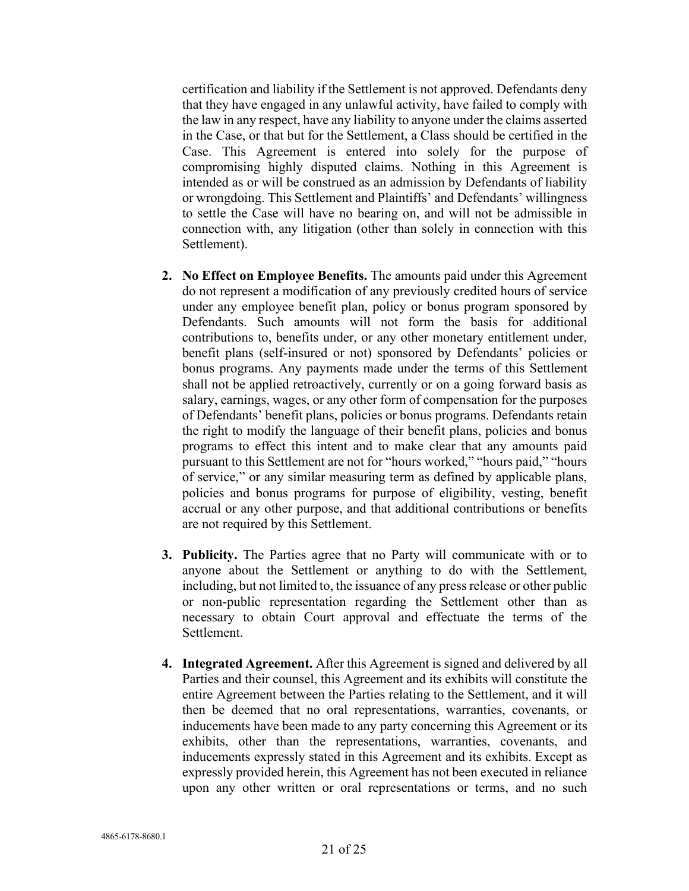certification and liability if the Settlement is not approved. Defendants deny that they have engaged in any unlawful activity, have failed to comply with the law in any respect, have any liability to anyone under the claims asserted in the Case, or that but for the Settlement, a Class should be certified in the Case. This Agreement is entered into solely for the purpose of compromising highly disputed claims. Nothing in this Agreement is intended as or will be construed as an admission by Defendants of liability or wrongdoing. This Settlement and Plaintiffs' and Defendants' willingness to settle the Case will have no bearing on, and will not be admissible in connection with, any litigation (other than solely in connection with this Settlement).

2. **No Effect on Employee Benefits.** The amounts paid under this Agreement do not represent a modification of any previously credited hours of service under any employee benefit plan, policy or bonus program sponsored by Defendants. Such amounts will not form the basis for additional contributions to, benefits under, or any other monetary entitlement under, benefit plans (self-insured or not) sponsored by Defendants' policies or bonus programs. Any payments made under the terms of this Settlement shall not be applied retroactively, currently or on a going forward basis as salary, earnings, wages, or any other form of compensation for the purposes of Defendants' benefit plans, policies or bonus programs. Defendants retain the right to modify the language of their benefit plans, policies and bonus programs to effect this intent and to make clear that any amounts paid pursuant to this Settlement are not for "hours worked," "hours paid," "hours of service," or any similar measuring term as defined by applicable plans, policies and bonus programs for purpose of eligibility, vesting, benefit accrual or any other purpose, and that additional contributions or benefits are not required by this Settlement.

3. **Publicity.** The Parties agree that no Party will communicate with or to anyone about the Settlement or anything to do with the Settlement, including, but not limited to, the issuance of any press release or other public or non-public representation regarding the Settlement other than as necessary to obtain Court approval and effectuate the terms of the Settlement.

4. **Integrated Agreement.** After this Agreement is signed and delivered by all Parties and their counsel, this Agreement and its exhibits will constitute the entire Agreement between the Parties relating to the Settlement, and it will then be deemed that no oral representations, warranties, covenants, or inducements have been made to any party concerning this Agreement or its exhibits, other than the representations, warranties, covenants, and inducements expressly stated in this Agreement and its exhibits. Except as expressly provided herein, this Agreement has not been executed in reliance upon any other written or oral representations or terms, and no such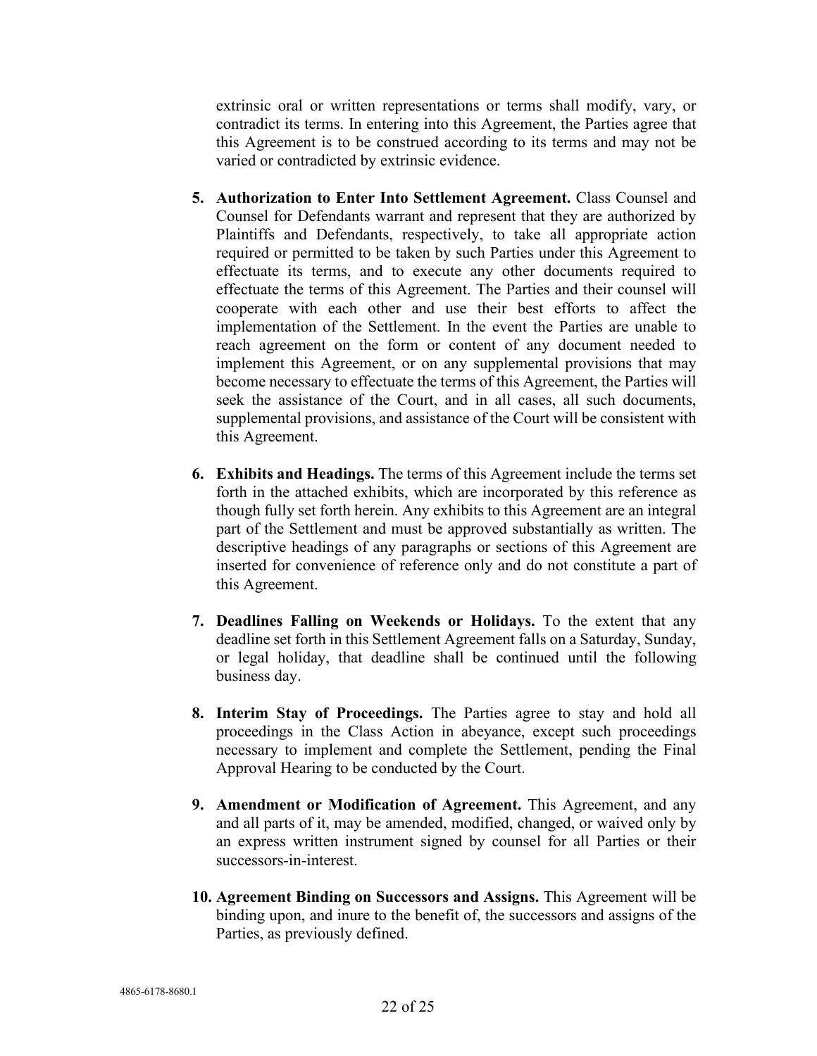extrinsic oral or written representations or terms shall modify, vary, or contradict its terms. In entering into this Agreement, the Parties agree that this Agreement is to be construed according to its terms and may not be varied or contradicted by extrinsic evidence.

5. **Authorization to Enter Into Settlement Agreement.** Class Counsel and Counsel for Defendants warrant and represent that they are authorized by Plaintiffs and Defendants, respectively, to take all appropriate action required or permitted to be taken by such Parties under this Agreement to effectuate its terms, and to execute any other documents required to effectuate the terms of this Agreement. The Parties and their counsel will cooperate with each other and use their best efforts to affect the implementation of the Settlement. In the event the Parties are unable to reach agreement on the form or content of any document needed to implement this Agreement, or on any supplemental provisions that may become necessary to effectuate the terms of this Agreement, the Parties will seek the assistance of the Court, and in all cases, all such documents, supplemental provisions, and assistance of the Court will be consistent with this Agreement.

6. **Exhibits and Headings.** The terms of this Agreement include the terms set forth in the attached exhibits, which are incorporated by this reference as though fully set forth herein. Any exhibits to this Agreement are an integral part of the Settlement and must be approved substantially as written. The descriptive headings of any paragraphs or sections of this Agreement are inserted for convenience of reference only and do not constitute a part of this Agreement.

7. **Deadlines Falling on Weekends or Holidays.** To the extent that any deadline set forth in this Settlement Agreement falls on a Saturday, Sunday, or legal holiday, that deadline shall be continued until the following business day.

8. **Interim Stay of Proceedings.** The Parties agree to stay and hold all proceedings in the Class Action in abeyance, except such proceedings necessary to implement and complete the Settlement, pending the Final Approval Hearing to be conducted by the Court.

9. **Amendment or Modification of Agreement.** This Agreement, and any and all parts of it, may be amended, modified, changed, or waived only by an express written instrument signed by counsel for all Parties or their successors-in-interest.

10. **Agreement Binding on Successors and Assigns.** This Agreement will be binding upon, and inure to the benefit of, the successors and assigns of the Parties, as previously defined.

4865-6178-8680.1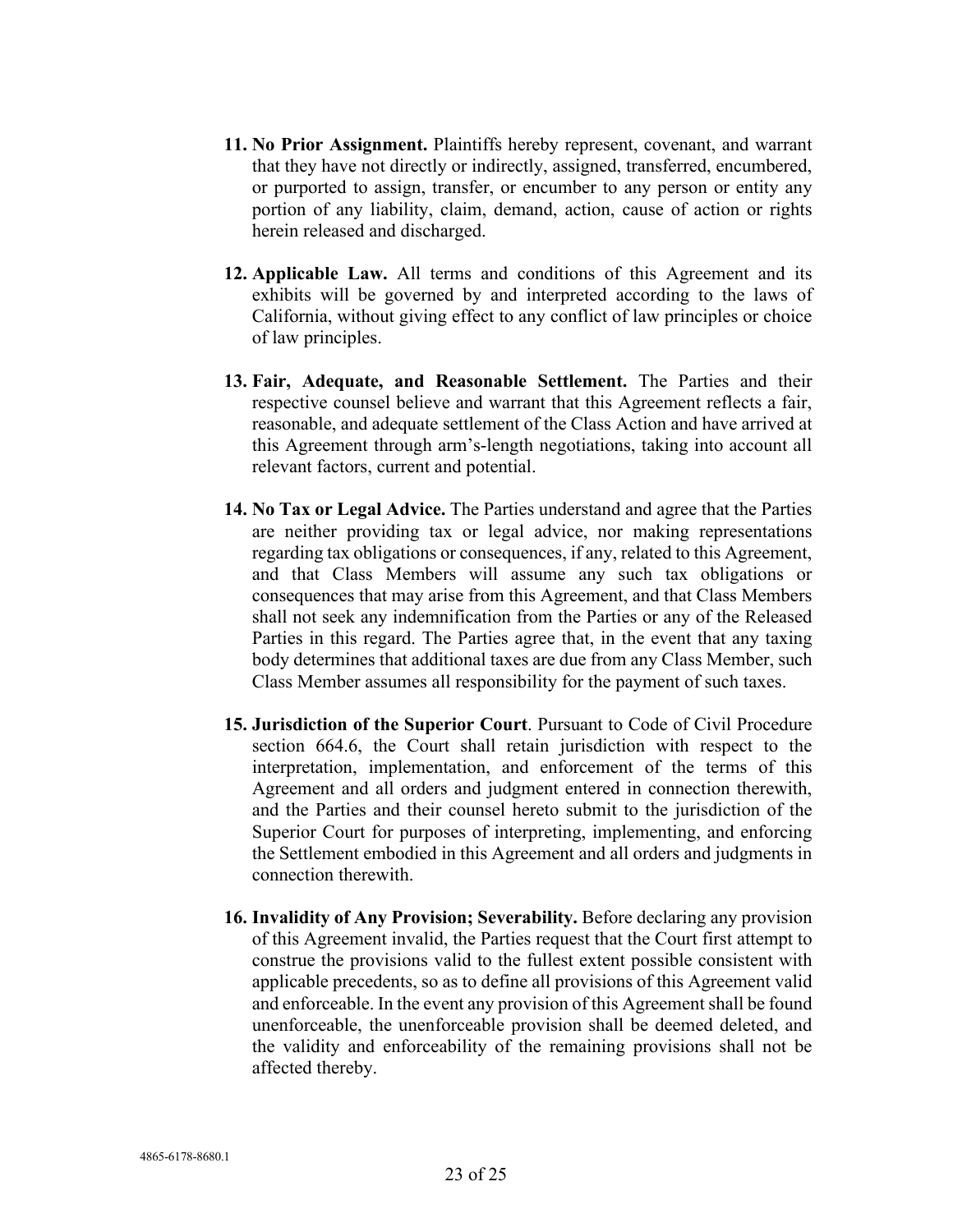11. **No Prior Assignment.** Plaintiffs hereby represent, covenant, and warrant that they have not directly or indirectly, assigned, transferred, encumbered, or purported to assign, transfer, or encumber to any person or entity any portion of any liability, claim, demand, action, cause of action or rights herein released and discharged.

12. **Applicable Law.** All terms and conditions of this Agreement and its exhibits will be governed by and interpreted according to the laws of California, without giving effect to any conflict of law principles or choice of law principles.

13. **Fair, Adequate, and Reasonable Settlement.** The Parties and their respective counsel believe and warrant that this Agreement reflects a fair, reasonable, and adequate settlement of the Class Action and have arrived at this Agreement through arm's-length negotiations, taking into account all relevant factors, current and potential.

14. **No Tax or Legal Advice.** The Parties understand and agree that the Parties are neither providing tax or legal advice, nor making representations regarding tax obligations or consequences, if any, related to this Agreement, and that Class Members will assume any such tax obligations or consequences that may arise from this Agreement, and that Class Members shall not seek any indemnification from the Parties or any of the Released Parties in this regard. The Parties agree that, in the event that any taxing body determines that additional taxes are due from any Class Member, such Class Member assumes all responsibility for the payment of such taxes.

15. **Jurisdiction of the Superior Court**. Pursuant to Code of Civil Procedure section 664.6, the Court shall retain jurisdiction with respect to the interpretation, implementation, and enforcement of the terms of this Agreement and all orders and judgment entered in connection therewith, and the Parties and their counsel hereto submit to the jurisdiction of the Superior Court for purposes of interpreting, implementing, and enforcing the Settlement embodied in this Agreement and all orders and judgments in connection therewith.

16. **Invalidity of Any Provision; Severability.** Before declaring any provision of this Agreement invalid, the Parties request that the Court first attempt to construe the provisions valid to the fullest extent possible consistent with applicable precedents, so as to define all provisions of this Agreement valid and enforceable. In the event any provision of this Agreement shall be found unenforceable, the unenforceable provision shall be deemed deleted, and the validity and enforceability of the remaining provisions shall not be affected thereby.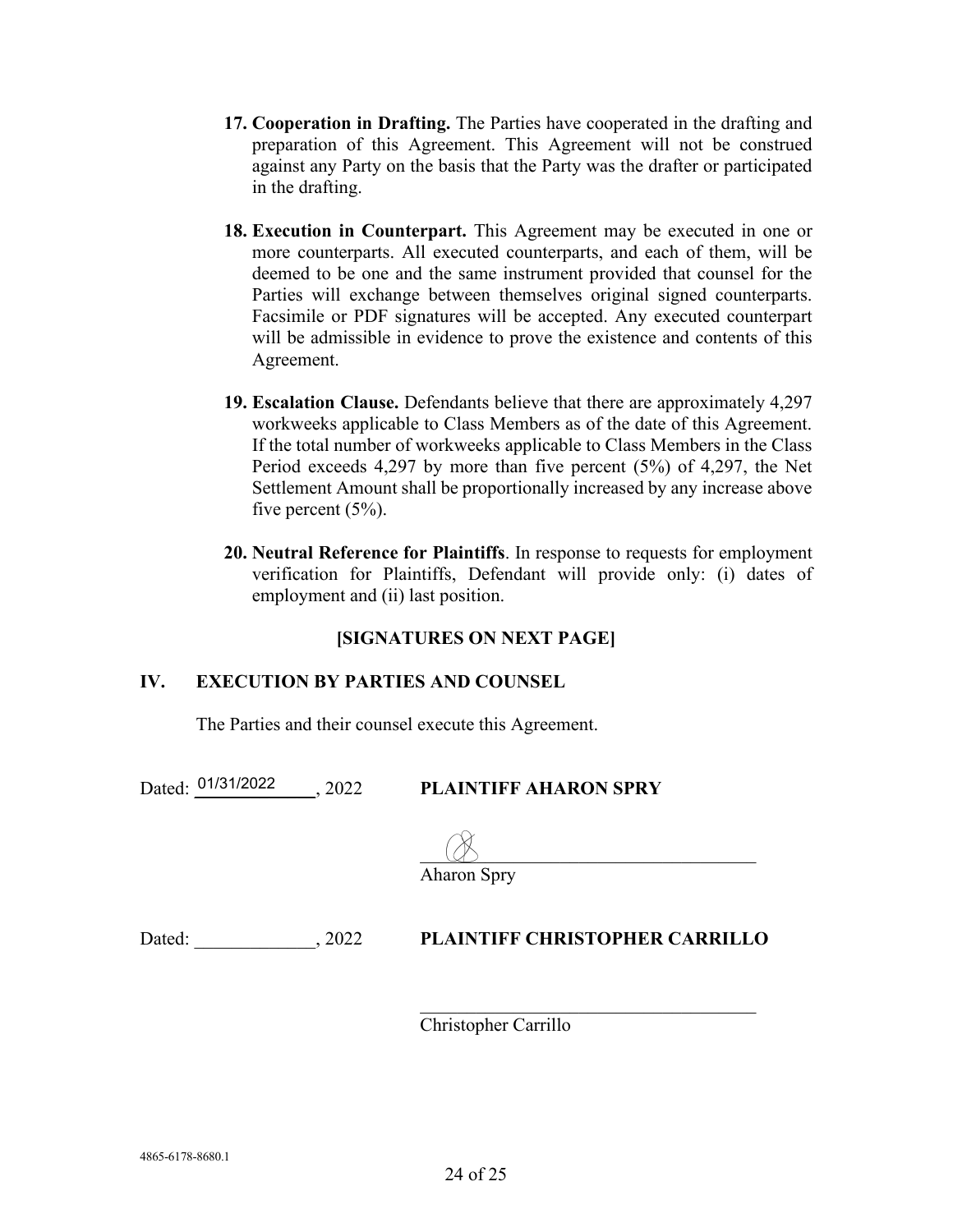17. **Cooperation in Drafting.** The Parties have cooperated in the drafting and preparation of this Agreement. This Agreement will not be construed against any Party on the basis that the Party was the drafter or participated in the drafting.

18. **Execution in Counterpart.** This Agreement may be executed in one or more counterparts. All executed counterparts, and each of them, will be deemed to be one and the same instrument provided that counsel for the Parties will exchange between themselves original signed counterparts. Facsimile or PDF signatures will be accepted. Any executed counterpart will be admissible in evidence to prove the existence and contents of this Agreement.

19. **Escalation Clause.** Defendants believe that there are approximately 4,297 workweeks applicable to Class Members as of the date of this Agreement. If the total number of workweeks applicable to Class Members in the Class Period exceeds 4,297 by more than five percent (5%) of 4,297, the Net Settlement Amount shall be proportionally increased by any increase above five percent (5%).

20. **Neutral Reference for Plaintiffs**. In response to requests for employment verification for Plaintiffs, Defendant will provide only: (i) dates of employment and (ii) last position.

**[SIGNATURES ON NEXT PAGE]**

## IV. EXECUTION BY PARTIES AND COUNSEL

The Parties and their counsel execute this Agreement.

Dated: 01/31/2022, 2022 **PLAINTIFF AHARON SPRY**

______________________________
Aharon Spry

Dated: _____________, 2022 **PLAINTIFF CHRISTOPHER CARRILLO**

______________________________
Christopher Carrillo

4865-6178-8680.1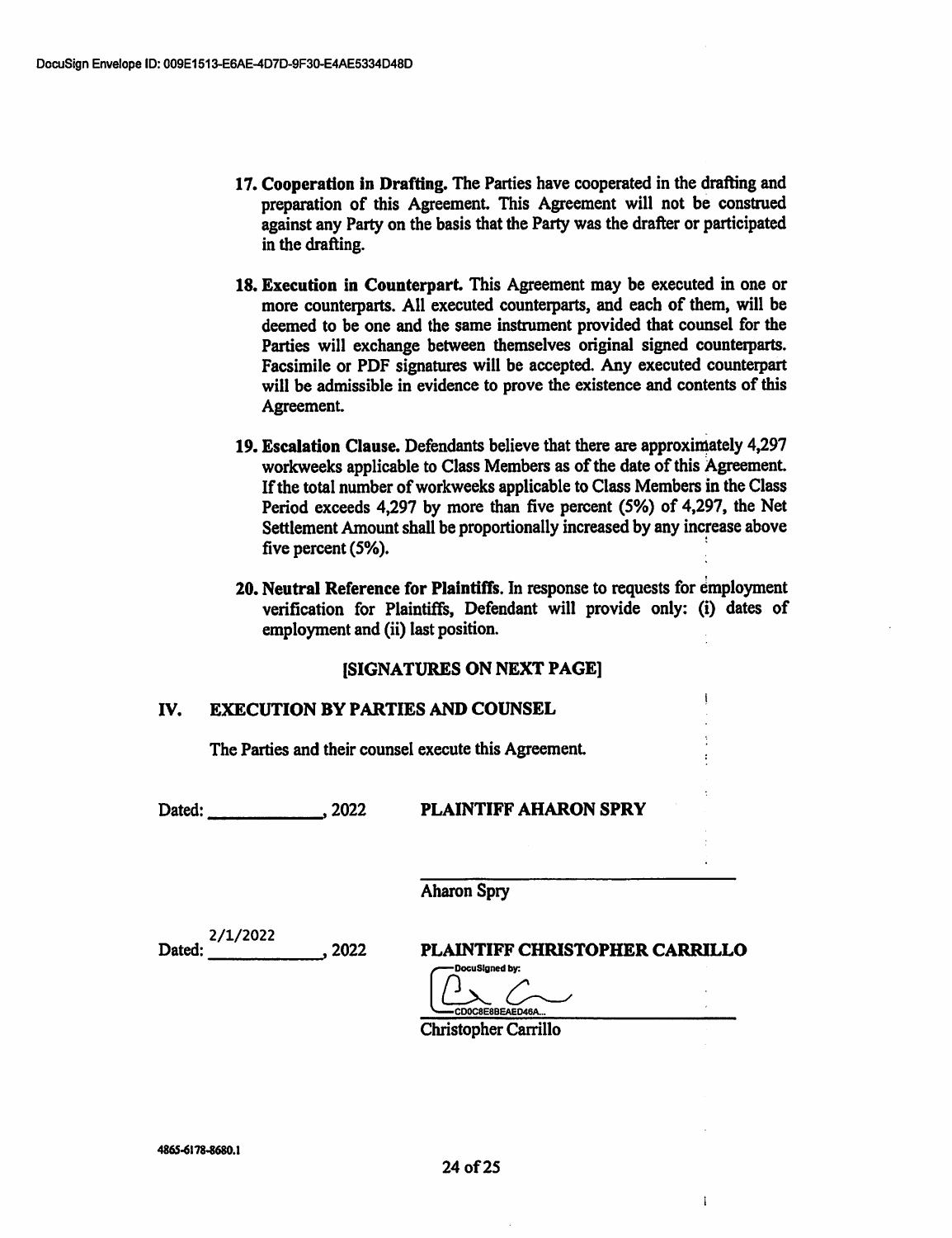17. **Cooperation in Drafting.** The Parties have cooperated in the drafting and preparation of this Agreement. This Agreement will not be construed against any Party on the basis that the Party was the drafter or participated in the drafting.

18. **Execution in Counterpart.** This Agreement may be executed in one or more counterparts. All executed counterparts, and each of them, will be deemed to be one and the same instrument provided that counsel for the Parties will exchange between themselves original signed counterparts. Facsimile or PDF signatures will be accepted. Any executed counterpart will be admissible in evidence to prove the existence and contents of this Agreement.

19. **Escalation Clause.** Defendants believe that there are approximately 4,297 workweeks applicable to Class Members as of the date of this Agreement. If the total number of workweeks applicable to Class Members in the Class Period exceeds 4,297 by more than five percent (5%) of 4,297, the Net Settlement Amount shall be proportionally increased by any increase above five percent (5%).

20. **Neutral Reference for Plaintiffs.** In response to requests for employment verification for Plaintiffs, Defendant will provide only: (i) dates of employment and (ii) last position.

**[SIGNATURES ON NEXT PAGE]**

## IV. EXECUTION BY PARTIES AND COUNSEL

The Parties and their counsel execute this Agreement.

Dated: ____________, 2022 **PLAINTIFF AHARON SPRY**

______________________________

Aharon Spry

Dated: 2/1/2022, 2022 **PLAINTIFF CHRISTOPHER CARRILLO**

DocuSigned by:

[signature]

CD0C8E8BEAED46A...

Christopher Carrillo

4865-6178-8680.1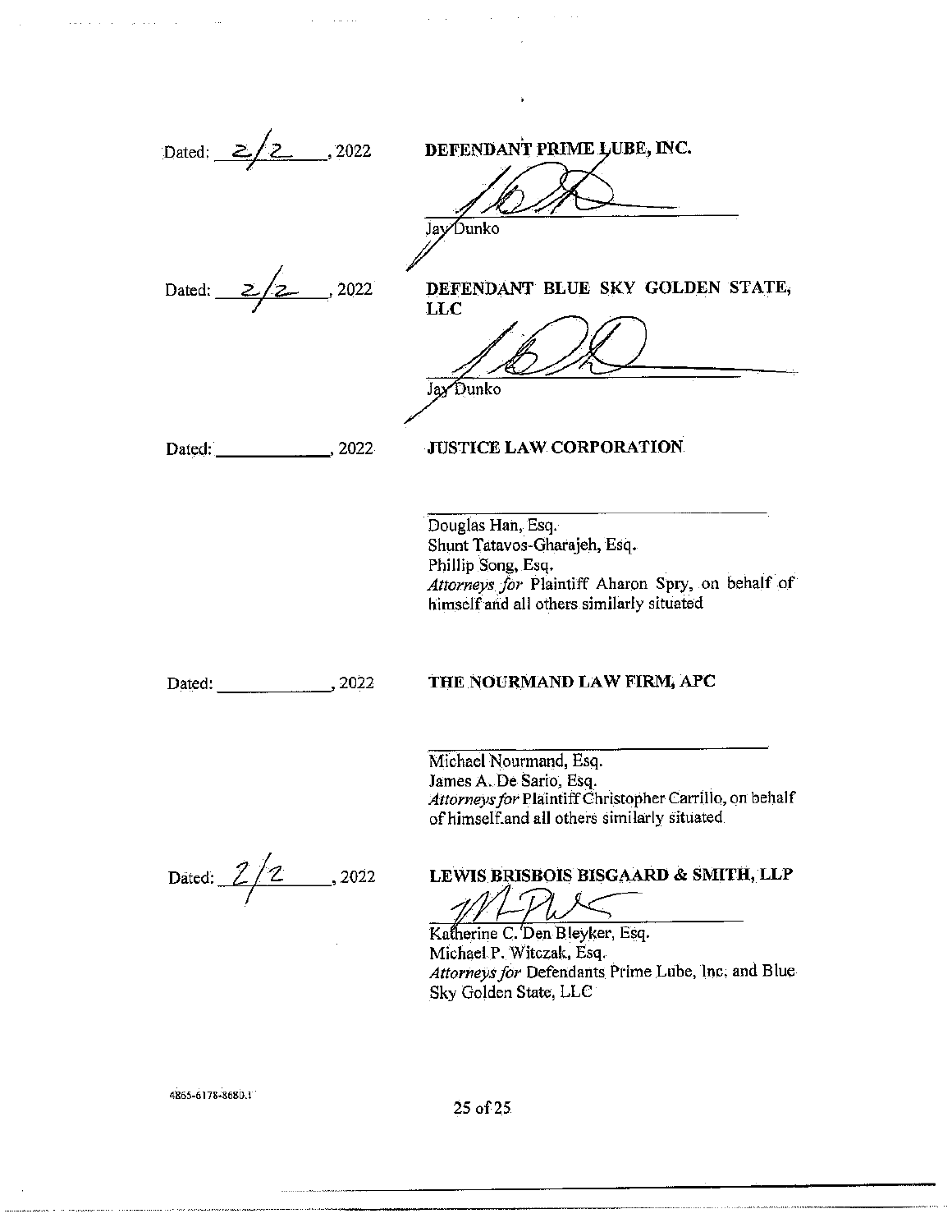Dated: 2/2, 2022

**DEFENDANT PRIME LUBE, INC.**

\_\_\_\_\_\_\_\_\_\_\_\_\_\_\_\_\_\_\_\_\_\_\_\_\_\_\_\_\_\_\_\_\_\_\_\_\_\_

Jay Dunko

Dated: 2/2, 2022

**DEFENDANT BLUE SKY GOLDEN STATE, LLC**

\_\_\_\_\_\_\_\_\_\_\_\_\_\_\_\_\_\_\_\_\_\_\_\_\_\_\_\_\_\_\_\_\_\_\_\_\_\_

Jay Dunko

Dated: \_\_\_\_\_\_\_\_\_\_\_\_, 2022

**JUSTICE LAW CORPORATION**

\_\_\_\_\_\_\_\_\_\_\_\_\_\_\_\_\_\_\_\_\_\_\_\_\_\_\_\_\_\_\_\_\_\_\_\_\_\_

Douglas Han, Esq.
Shunt Tatavos-Gharajeh, Esq.
Phillip Song, Esq.
*Attorneys for* Plaintiff Aharon Spry, on behalf of himself and all others similarly situated

Dated: \_\_\_\_\_\_\_\_\_\_\_\_, 2022

**THE NOURMAND LAW FIRM, APC**

\_\_\_\_\_\_\_\_\_\_\_\_\_\_\_\_\_\_\_\_\_\_\_\_\_\_\_\_\_\_\_\_\_\_\_\_\_\_

Michael Nourmand, Esq.
James A. De Sario, Esq.
*Attorneys for* Plaintiff Christopher Carrillo, on behalf of himself and all others similarly situated

Dated: 2/2, 2022

**LEWIS BRISBOIS BISGAARD & SMITH, LLP**

\_\_\_\_\_\_\_\_\_\_\_\_\_\_\_\_\_\_\_\_\_\_\_\_\_\_\_\_\_\_\_\_\_\_\_\_\_\_

Katherine C. Den Bleyker, Esq.
Michael P. Witczak, Esq.
*Attorneys for* Defendants Prime Lube, Inc. and Blue Sky Golden State, LLC

4865-6178-8680.1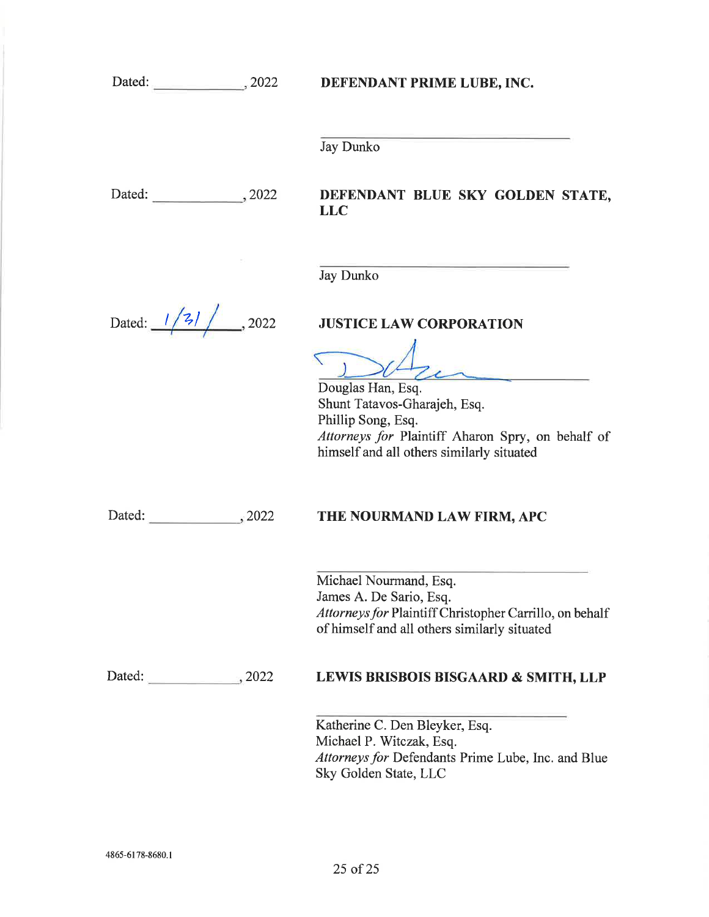Dated: ____________, 2022

**DEFENDANT PRIME LUBE, INC.**

______________________________
Jay Dunko

Dated: ____________, 2022

**DEFENDANT BLUE SKY GOLDEN STATE, LLC**

______________________________
Jay Dunko

Dated: 1/31/, 2022

**JUSTICE LAW CORPORATION**

______________________________
Douglas Han, Esq.
Shunt Tatavos-Gharajeh, Esq.
Phillip Song, Esq.
*Attorneys for* Plaintiff Aharon Spry, on behalf of himself and all others similarly situated

Dated: ____________, 2022

**THE NOURMAND LAW FIRM, APC**

______________________________
Michael Nourmand, Esq.
James A. De Sario, Esq.
*Attorneys for* Plaintiff Christopher Carrillo, on behalf of himself and all others similarly situated

Dated: ____________, 2022

**LEWIS BRISBOIS BISGAARD & SMITH, LLP**

______________________________
Katherine C. Den Bleyker, Esq.
Michael P. Witczak, Esq.
*Attorneys for* Defendants Prime Lube, Inc. and Blue Sky Golden State, LLC

4865-6178-8680.1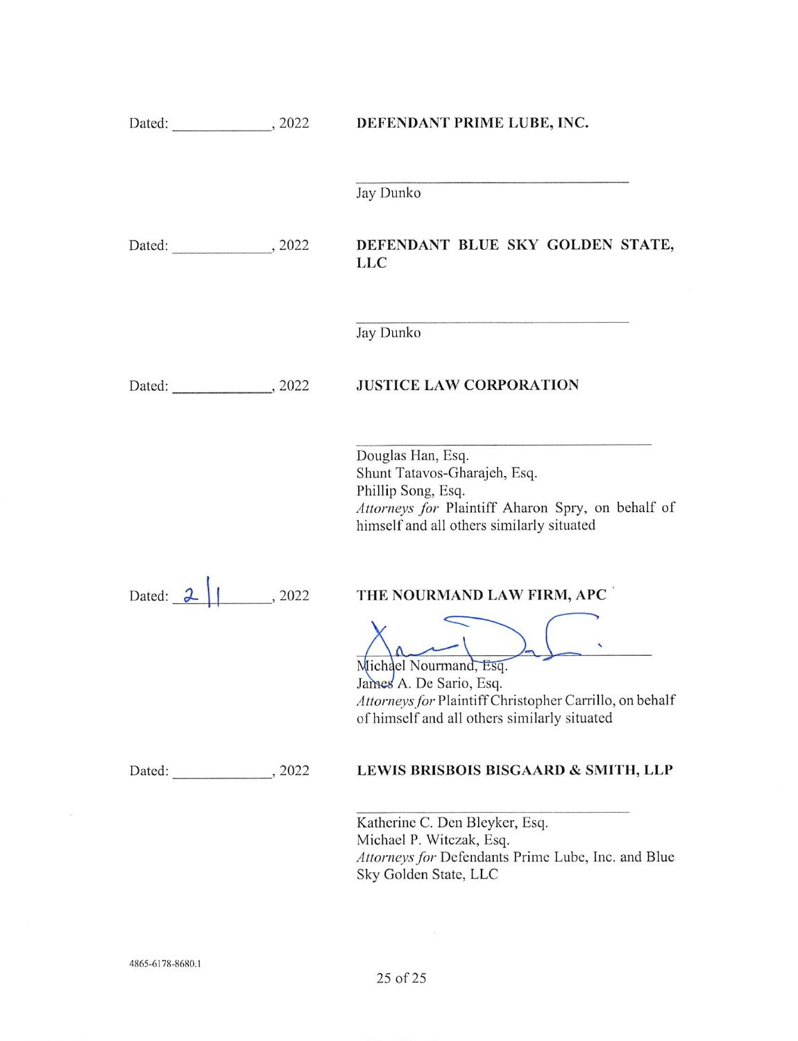Dated: ____________, 2022

**DEFENDANT PRIME LUBE, INC.**

______________________________

Jay Dunko

Dated: ____________, 2022

**DEFENDANT BLUE SKY GOLDEN STATE, LLC**

______________________________

Jay Dunko

Dated: ____________, 2022

**JUSTICE LAW CORPORATION**

______________________________

Douglas Han, Esq.
Shunt Tatavos-Gharajeh, Esq.
Phillip Song, Esq.
*Attorneys for* Plaintiff Aharon Spry, on behalf of himself and all others similarly situated

Dated: 2/1, 2022

**THE NOURMAND LAW FIRM, APC**

______________________________

Michael Nourmand, Esq.
James A. De Sario, Esq.
*Attorneys for* Plaintiff Christopher Carrillo, on behalf of himself and all others similarly situated

Dated: ____________, 2022

**LEWIS BRISBOIS BISGAARD & SMITH, LLP**

______________________________

Katherine C. Den Bleyker, Esq.
Michael P. Witczak, Esq.
*Attorneys for* Defendants Prime Lube, Inc. and Blue Sky Golden State, LLC

4865-6178-8680.1